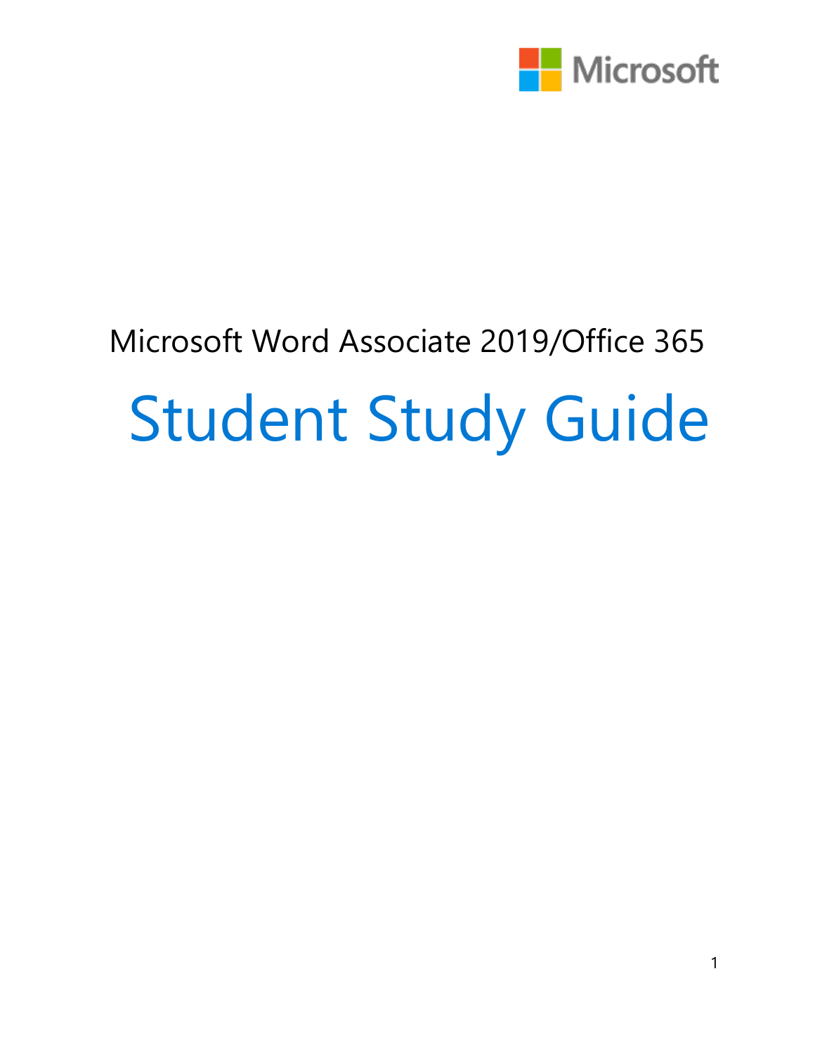Microsoft Word Associate 2019/Office 365

# Student Study Guide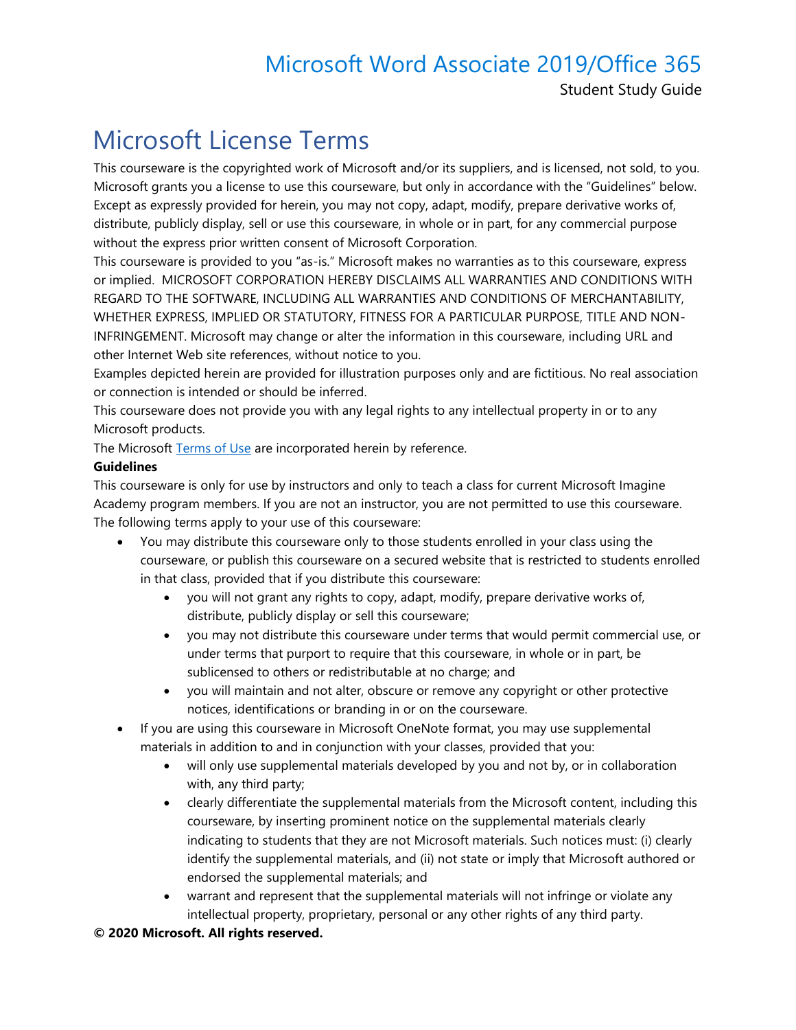# Microsoft License Terms

This courseware is the copyrighted work of Microsoft and/or its suppliers, and is licensed, not sold, to you. Microsoft grants you a license to use this courseware, but only in accordance with the "Guidelines" below. Except as expressly provided for herein, you may not copy, adapt, modify, prepare derivative works of, distribute, publicly display, sell or use this courseware, in whole or in part, for any commercial purpose without the express prior written consent of Microsoft Corporation.

This courseware is provided to you "as-is." Microsoft makes no warranties as to this courseware, express or implied. MICROSOFT CORPORATION HEREBY DISCLAIMS ALL WARRANTIES AND CONDITIONS WITH REGARD TO THE SOFTWARE, INCLUDING ALL WARRANTIES AND CONDITIONS OF MERCHANTABILITY, WHETHER EXPRESS, IMPLIED OR STATUTORY, FITNESS FOR A PARTICULAR PURPOSE, TITLE AND NON-INFRINGEMENT. Microsoft may change or alter the information in this courseware, including URL and other Internet Web site references, without notice to you.

Examples depicted herein are provided for illustration purposes only and are fictitious. No real association or connection is intended or should be inferred.

This courseware does not provide you with any legal rights to any intellectual property in or to any Microsoft products.

The Microsoft Terms of Use are incorporated herein by reference.

**Guidelines**

This courseware is only for use by instructors and only to teach a class for current Microsoft Imagine Academy program members. If you are not an instructor, you are not permitted to use this courseware. The following terms apply to your use of this courseware:

- You may distribute this courseware only to those students enrolled in your class using the courseware, or publish this courseware on a secured website that is restricted to students enrolled in that class, provided that if you distribute this courseware:
  - you will not grant any rights to copy, adapt, modify, prepare derivative works of, distribute, publicly display or sell this courseware;
  - you may not distribute this courseware under terms that would permit commercial use, or under terms that purport to require that this courseware, in whole or in part, be sublicensed to others or redistributable at no charge; and
  - you will maintain and not alter, obscure or remove any copyright or other protective notices, identifications or branding in or on the courseware.
- If you are using this courseware in Microsoft OneNote format, you may use supplemental materials in addition to and in conjunction with your classes, provided that you:
  - will only use supplemental materials developed by you and not by, or in collaboration with, any third party;
  - clearly differentiate the supplemental materials from the Microsoft content, including this courseware, by inserting prominent notice on the supplemental materials clearly indicating to students that they are not Microsoft materials. Such notices must: (i) clearly identify the supplemental materials, and (ii) not state or imply that Microsoft authored or endorsed the supplemental materials; and
  - warrant and represent that the supplemental materials will not infringe or violate any intellectual property, proprietary, personal or any other rights of any third party.

**© 2020 Microsoft. All rights reserved.**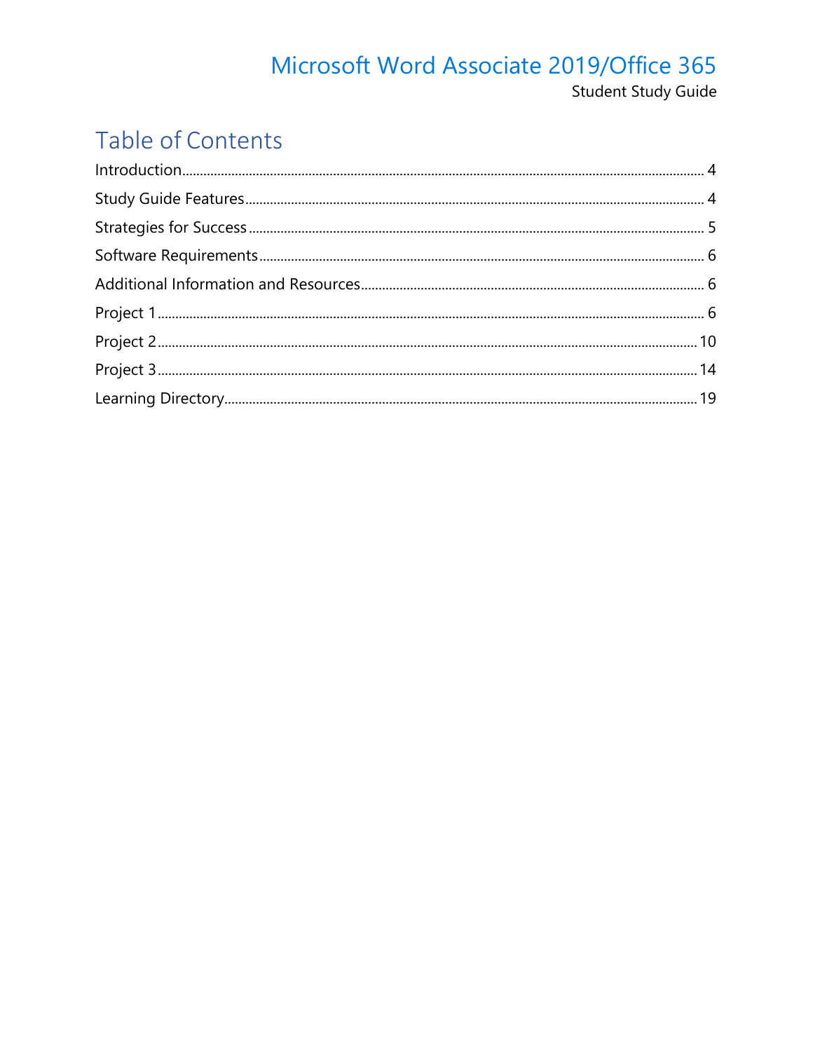# Microsoft Word Associate 2019/Office 365

Student Study Guide

## Table of Contents

Introduction ........ 4

Study Guide Features ........ 4

Strategies for Success ........ 5

Software Requirements ........ 6

Additional Information and Resources ........ 6

Project 1 ........ 6

Project 2 ........ 10

Project 3 ........ 14

Learning Directory ........ 19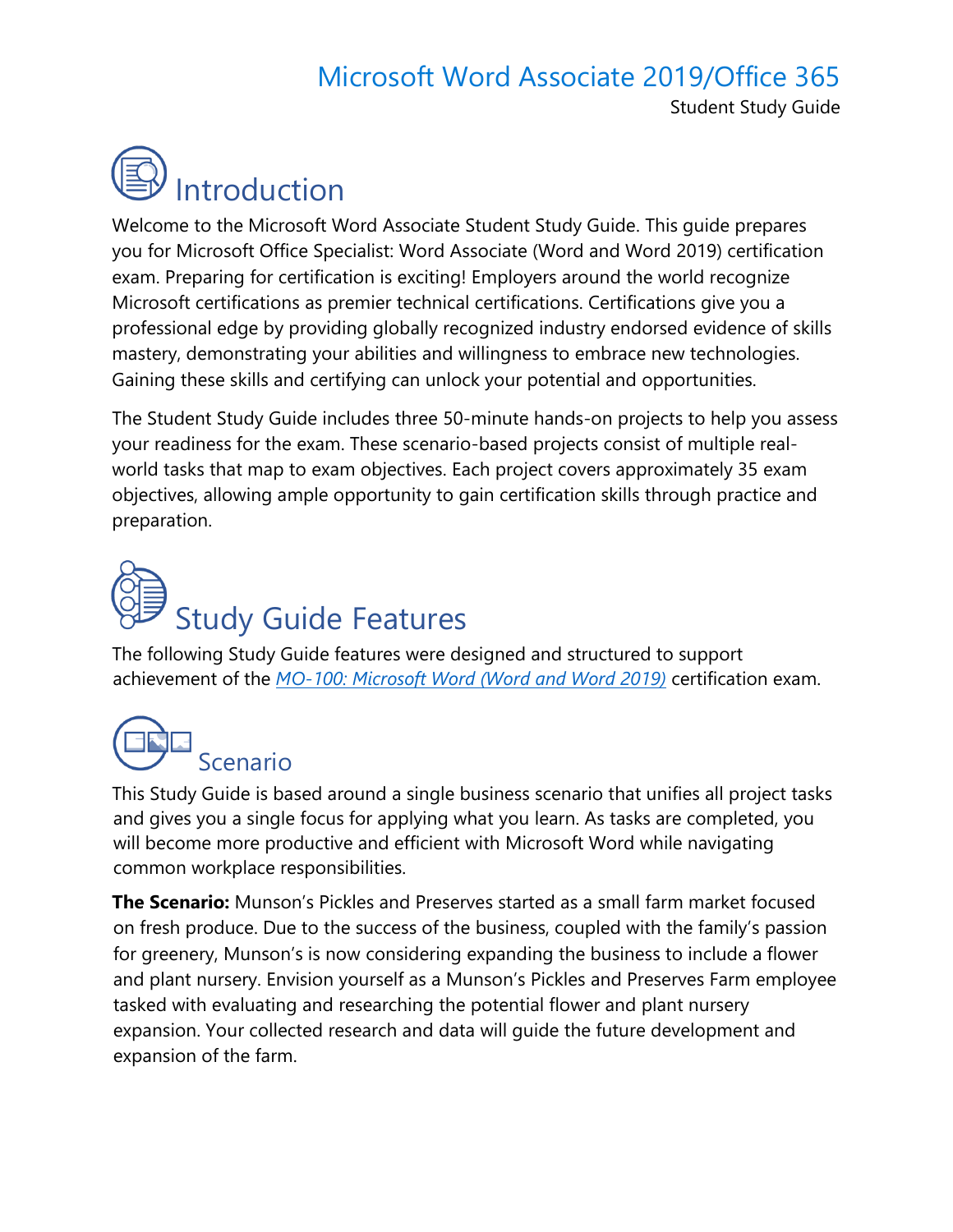# Introduction

Welcome to the Microsoft Word Associate Student Study Guide. This guide prepares you for Microsoft Office Specialist: Word Associate (Word and Word 2019) certification exam. Preparing for certification is exciting! Employers around the world recognize Microsoft certifications as premier technical certifications. Certifications give you a professional edge by providing globally recognized industry endorsed evidence of skills mastery, demonstrating your abilities and willingness to embrace new technologies. Gaining these skills and certifying can unlock your potential and opportunities.

The Student Study Guide includes three 50-minute hands-on projects to help you assess your readiness for the exam. These scenario-based projects consist of multiple real-world tasks that map to exam objectives. Each project covers approximately 35 exam objectives, allowing ample opportunity to gain certification skills through practice and preparation.

# Study Guide Features

The following Study Guide features were designed and structured to support achievement of the *MO-100: Microsoft Word (Word and Word 2019)* certification exam.

## Scenario

This Study Guide is based around a single business scenario that unifies all project tasks and gives you a single focus for applying what you learn. As tasks are completed, you will become more productive and efficient with Microsoft Word while navigating common workplace responsibilities.

**The Scenario:** Munson's Pickles and Preserves started as a small farm market focused on fresh produce. Due to the success of the business, coupled with the family's passion for greenery, Munson's is now considering expanding the business to include a flower and plant nursery. Envision yourself as a Munson's Pickles and Preserves Farm employee tasked with evaluating and researching the potential flower and plant nursery expansion. Your collected research and data will guide the future development and expansion of the farm.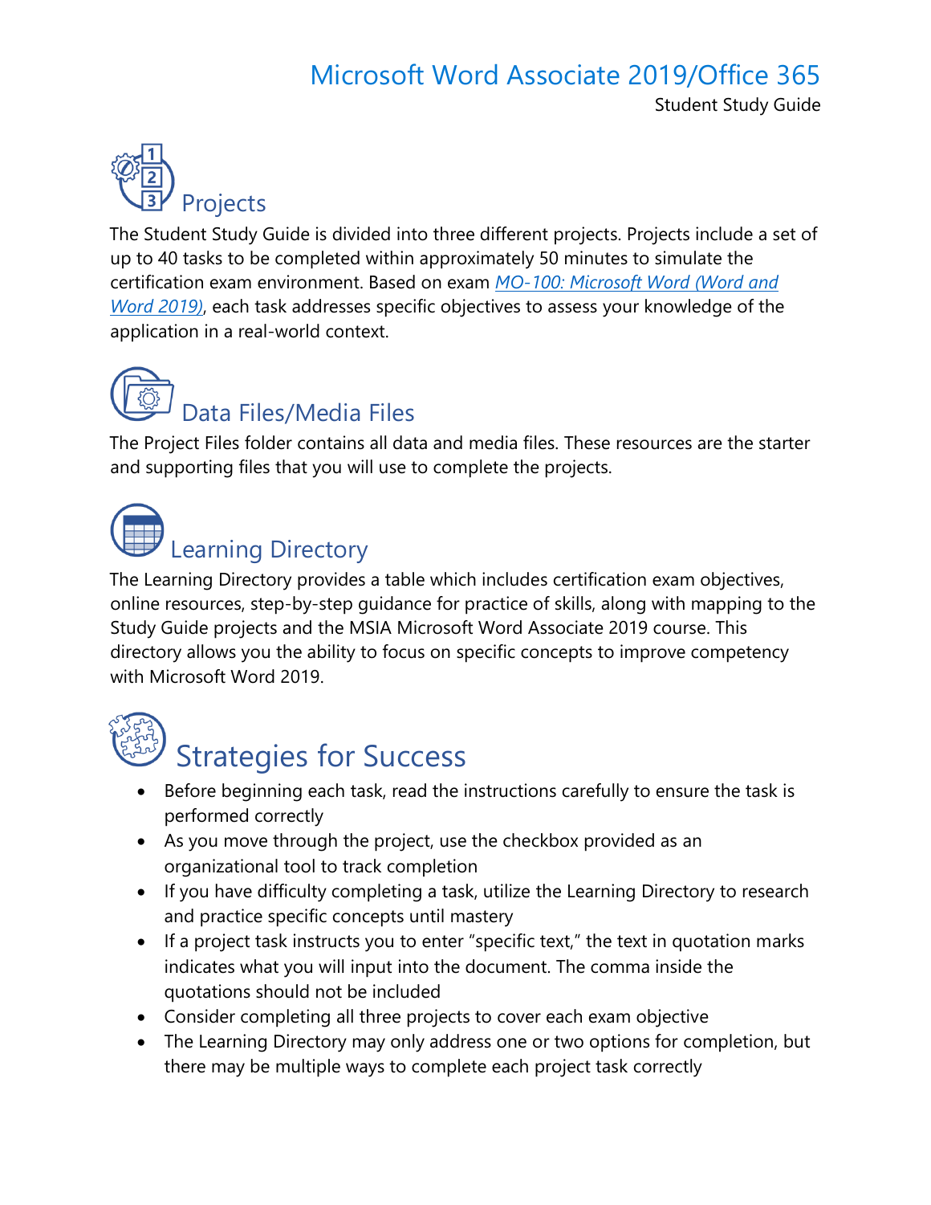## Projects

The Student Study Guide is divided into three different projects. Projects include a set of up to 40 tasks to be completed within approximately 50 minutes to simulate the certification exam environment. Based on exam *MO-100: Microsoft Word (Word and Word 2019)*, each task addresses specific objectives to assess your knowledge of the application in a real-world context.

## Data Files/Media Files

The Project Files folder contains all data and media files. These resources are the starter and supporting files that you will use to complete the projects.

## Learning Directory

The Learning Directory provides a table which includes certification exam objectives, online resources, step-by-step guidance for practice of skills, along with mapping to the Study Guide projects and the MSIA Microsoft Word Associate 2019 course. This directory allows you the ability to focus on specific concepts to improve competency with Microsoft Word 2019.

# Strategies for Success

- Before beginning each task, read the instructions carefully to ensure the task is performed correctly
- As you move through the project, use the checkbox provided as an organizational tool to track completion
- If you have difficulty completing a task, utilize the Learning Directory to research and practice specific concepts until mastery
- If a project task instructs you to enter "specific text," the text in quotation marks indicates what you will input into the document. The comma inside the quotations should not be included
- Consider completing all three projects to cover each exam objective
- The Learning Directory may only address one or two options for completion, but there may be multiple ways to complete each project task correctly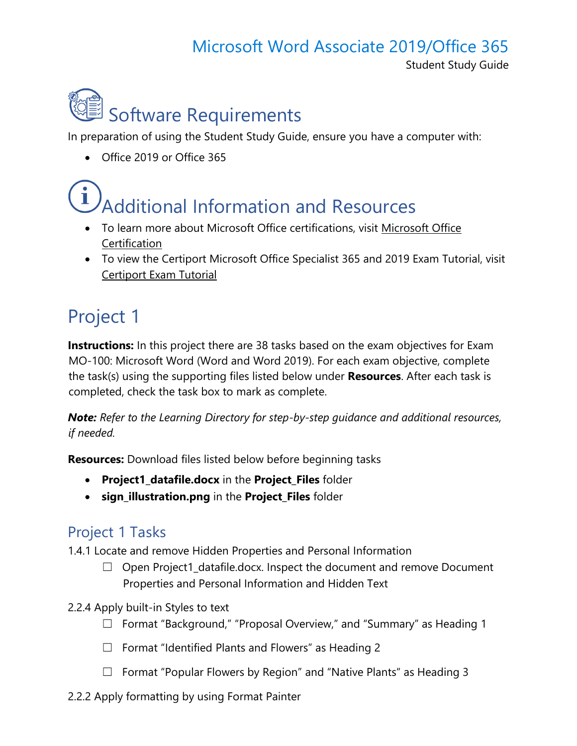# Software Requirements

In preparation of using the Student Study Guide, ensure you have a computer with:

- Office 2019 or Office 365

# Additional Information and Resources

- To learn more about Microsoft Office certifications, visit Microsoft Office Certification
- To view the Certiport Microsoft Office Specialist 365 and 2019 Exam Tutorial, visit Certiport Exam Tutorial

# Project 1

**Instructions:** In this project there are 38 tasks based on the exam objectives for Exam MO-100: Microsoft Word (Word and Word 2019). For each exam objective, complete the task(s) using the supporting files listed below under **Resources**. After each task is completed, check the task box to mark as complete.

***Note:*** *Refer to the Learning Directory for step-by-step guidance and additional resources, if needed.*

**Resources:** Download files listed below before beginning tasks

- **Project1_datafile.docx** in the **Project_Files** folder
- **sign_illustration.png** in the **Project_Files** folder

## Project 1 Tasks

1.4.1 Locate and remove Hidden Properties and Personal Information

- ☐ Open Project1_datafile.docx. Inspect the document and remove Document Properties and Personal Information and Hidden Text

2.2.4 Apply built-in Styles to text

- ☐ Format "Background," "Proposal Overview," and "Summary" as Heading 1
- ☐ Format "Identified Plants and Flowers" as Heading 2
- ☐ Format "Popular Flowers by Region" and "Native Plants" as Heading 3

2.2.2 Apply formatting by using Format Painter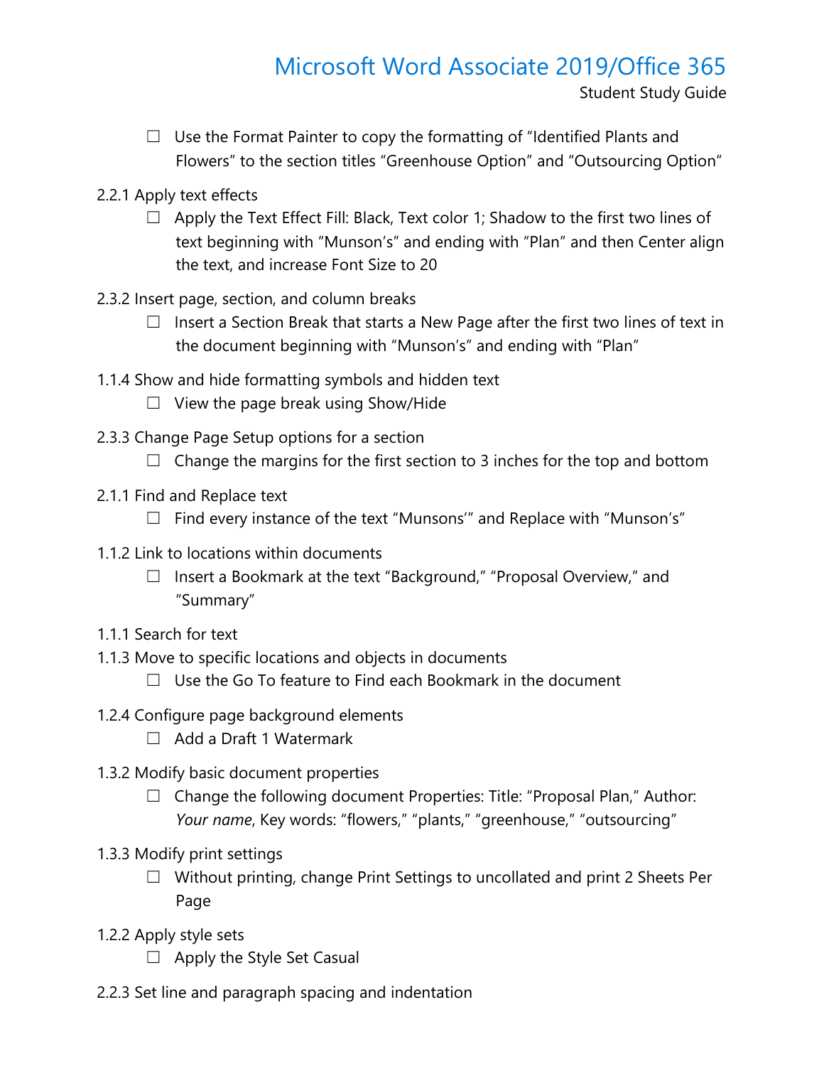- ☐ Use the Format Painter to copy the formatting of "Identified Plants and Flowers" to the section titles "Greenhouse Option" and "Outsourcing Option"

2.2.1 Apply text effects

- ☐ Apply the Text Effect Fill: Black, Text color 1; Shadow to the first two lines of text beginning with "Munson's" and ending with "Plan" and then Center align the text, and increase Font Size to 20

2.3.2 Insert page, section, and column breaks

- ☐ Insert a Section Break that starts a New Page after the first two lines of text in the document beginning with "Munson's" and ending with "Plan"

1.1.4 Show and hide formatting symbols and hidden text

- ☐ View the page break using Show/Hide

2.3.3 Change Page Setup options for a section

- ☐ Change the margins for the first section to 3 inches for the top and bottom

2.1.1 Find and Replace text

- ☐ Find every instance of the text "Munsons'" and Replace with "Munson's"

1.1.2 Link to locations within documents

- ☐ Insert a Bookmark at the text "Background," "Proposal Overview," and "Summary"

1.1.1 Search for text

1.1.3 Move to specific locations and objects in documents

- ☐ Use the Go To feature to Find each Bookmark in the document

1.2.4 Configure page background elements

- ☐ Add a Draft 1 Watermark

1.3.2 Modify basic document properties

- ☐ Change the following document Properties: Title: "Proposal Plan," Author: *Your name*, Key words: "flowers," "plants," "greenhouse," "outsourcing"

1.3.3 Modify print settings

- ☐ Without printing, change Print Settings to uncollated and print 2 Sheets Per Page

1.2.2 Apply style sets

- ☐ Apply the Style Set Casual

2.2.3 Set line and paragraph spacing and indentation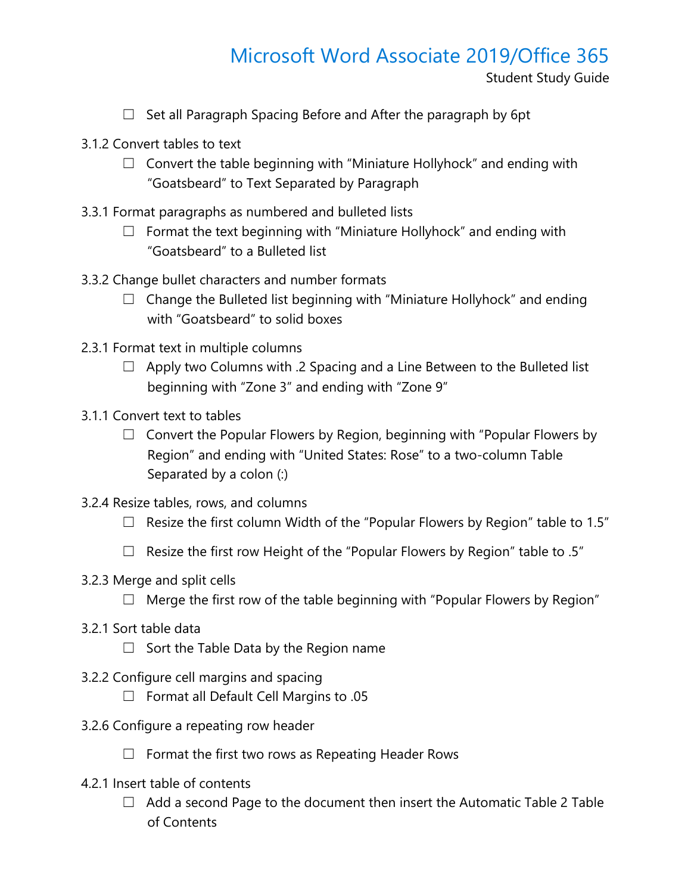- ☐ Set all Paragraph Spacing Before and After the paragraph by 6pt

3.1.2 Convert tables to text

- ☐ Convert the table beginning with “Miniature Hollyhock” and ending with “Goatsbeard” to Text Separated by Paragraph

3.3.1 Format paragraphs as numbered and bulleted lists

- ☐ Format the text beginning with “Miniature Hollyhock” and ending with “Goatsbeard” to a Bulleted list

3.3.2 Change bullet characters and number formats

- ☐ Change the Bulleted list beginning with “Miniature Hollyhock” and ending with “Goatsbeard” to solid boxes

2.3.1 Format text in multiple columns

- ☐ Apply two Columns with .2 Spacing and a Line Between to the Bulleted list beginning with “Zone 3” and ending with “Zone 9”

3.1.1 Convert text to tables

- ☐ Convert the Popular Flowers by Region, beginning with “Popular Flowers by Region” and ending with “United States: Rose” to a two-column Table Separated by a colon (:)

3.2.4 Resize tables, rows, and columns

- ☐ Resize the first column Width of the “Popular Flowers by Region” table to 1.5”
- ☐ Resize the first row Height of the “Popular Flowers by Region” table to .5”

3.2.3 Merge and split cells

- ☐ Merge the first row of the table beginning with “Popular Flowers by Region”

3.2.1 Sort table data

- ☐ Sort the Table Data by the Region name

3.2.2 Configure cell margins and spacing

- ☐ Format all Default Cell Margins to .05

3.2.6 Configure a repeating row header

- ☐ Format the first two rows as Repeating Header Rows

4.2.1 Insert table of contents

- ☐ Add a second Page to the document then insert the Automatic Table 2 Table of Contents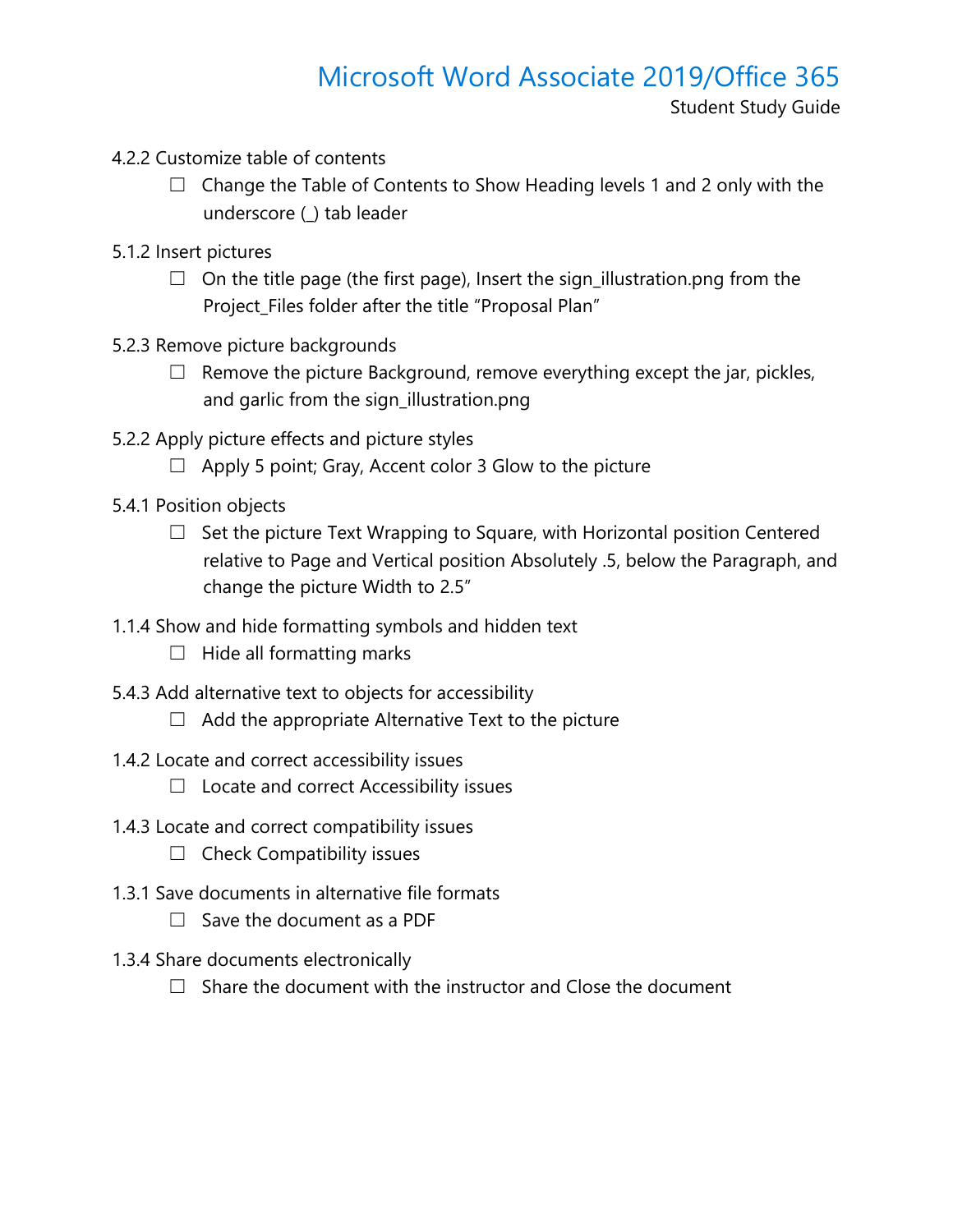- 4.2.2 Customize table of contents
  - ☐ Change the Table of Contents to Show Heading levels 1 and 2 only with the underscore (_) tab leader
- 5.1.2 Insert pictures
  - ☐ On the title page (the first page), Insert the sign_illustration.png from the Project_Files folder after the title "Proposal Plan"
- 5.2.3 Remove picture backgrounds
  - ☐ Remove the picture Background, remove everything except the jar, pickles, and garlic from the sign_illustration.png
- 5.2.2 Apply picture effects and picture styles
  - ☐ Apply 5 point; Gray, Accent color 3 Glow to the picture
- 5.4.1 Position objects
  - ☐ Set the picture Text Wrapping to Square, with Horizontal position Centered relative to Page and Vertical position Absolutely .5, below the Paragraph, and change the picture Width to 2.5"
- 1.1.4 Show and hide formatting symbols and hidden text
  - ☐ Hide all formatting marks
- 5.4.3 Add alternative text to objects for accessibility
  - ☐ Add the appropriate Alternative Text to the picture
- 1.4.2 Locate and correct accessibility issues
  - ☐ Locate and correct Accessibility issues
- 1.4.3 Locate and correct compatibility issues
  - ☐ Check Compatibility issues
- 1.3.1 Save documents in alternative file formats
  - ☐ Save the document as a PDF
- 1.3.4 Share documents electronically
  - ☐ Share the document with the instructor and Close the document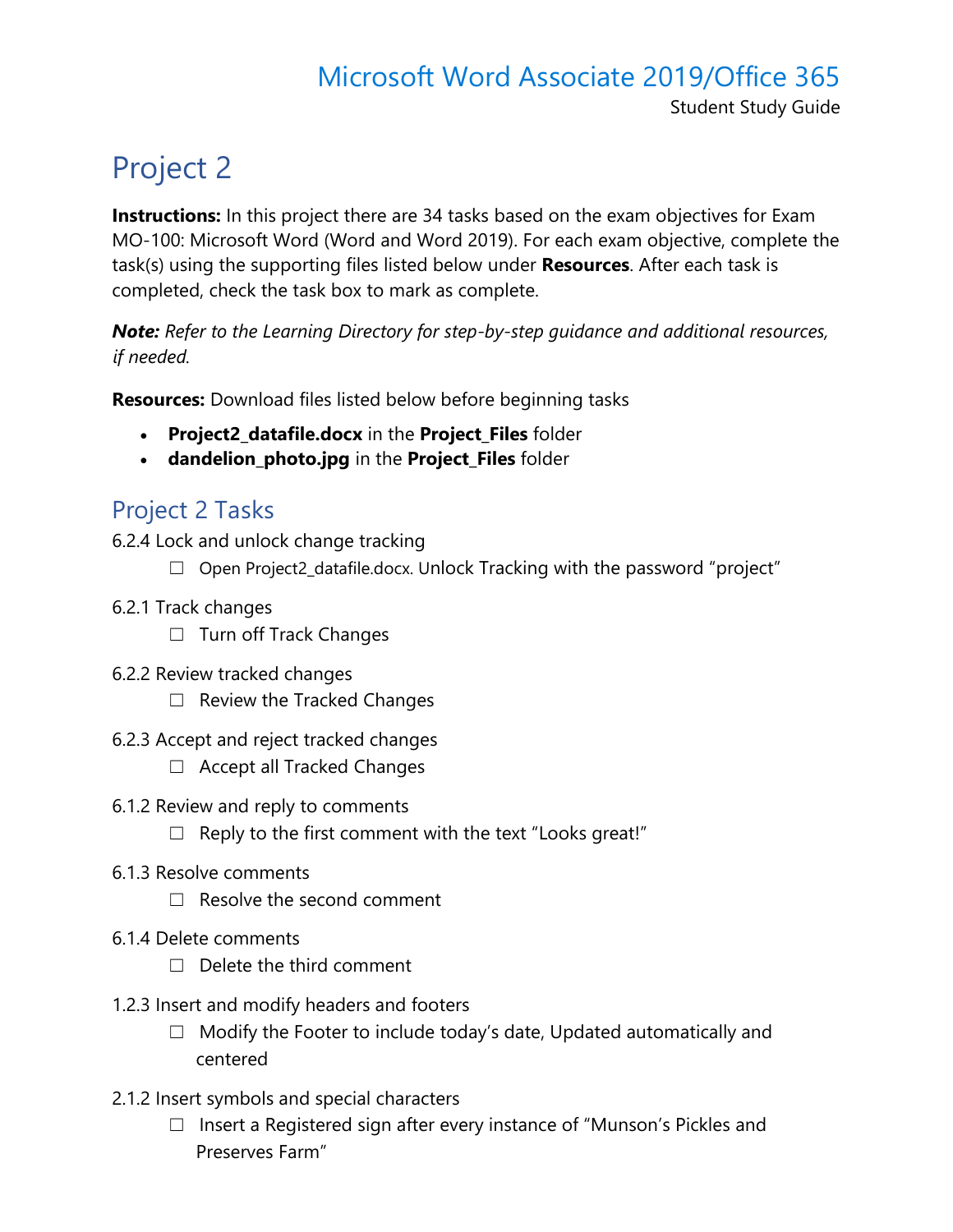# Project 2

**Instructions:** In this project there are 34 tasks based on the exam objectives for Exam MO-100: Microsoft Word (Word and Word 2019). For each exam objective, complete the task(s) using the supporting files listed below under **Resources**. After each task is completed, check the task box to mark as complete.

***Note:*** *Refer to the Learning Directory for step-by-step guidance and additional resources, if needed.*

**Resources:** Download files listed below before beginning tasks

- **Project2_datafile.docx** in the **Project_Files** folder
- **dandelion_photo.jpg** in the **Project_Files** folder

## Project 2 Tasks

6.2.4 Lock and unlock change tracking

- ☐ Open Project2_datafile.docx. Unlock Tracking with the password "project"

6.2.1 Track changes

- ☐ Turn off Track Changes

6.2.2 Review tracked changes

- ☐ Review the Tracked Changes

6.2.3 Accept and reject tracked changes

- ☐ Accept all Tracked Changes

6.1.2 Review and reply to comments

- ☐ Reply to the first comment with the text "Looks great!"

6.1.3 Resolve comments

- ☐ Resolve the second comment

6.1.4 Delete comments

- ☐ Delete the third comment

1.2.3 Insert and modify headers and footers

- ☐ Modify the Footer to include today's date, Updated automatically and centered

2.1.2 Insert symbols and special characters

- ☐ Insert a Registered sign after every instance of "Munson's Pickles and Preserves Farm"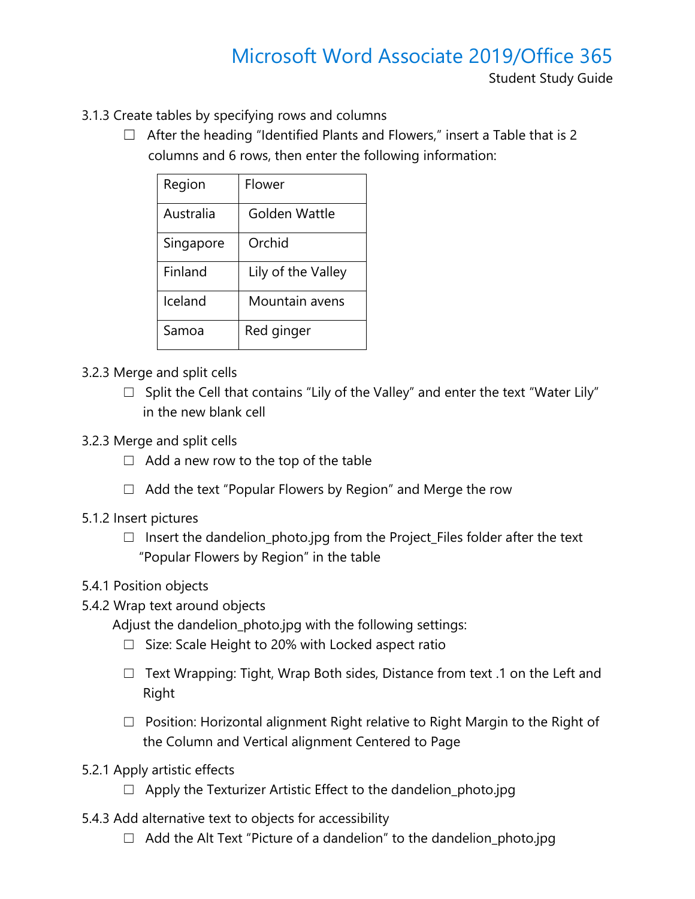3.1.3 Create tables by specifying rows and columns

- ☐ After the heading "Identified Plants and Flowers," insert a Table that is 2 columns and 6 rows, then enter the following information:

| Region | Flower |
|---|---|
| Australia | Golden Wattle |
| Singapore | Orchid |
| Finland | Lily of the Valley |
| Iceland | Mountain avens |
| Samoa | Red ginger |

3.2.3 Merge and split cells

- ☐ Split the Cell that contains "Lily of the Valley" and enter the text "Water Lily" in the new blank cell

3.2.3 Merge and split cells

- ☐ Add a new row to the top of the table
- ☐ Add the text "Popular Flowers by Region" and Merge the row

5.1.2 Insert pictures

- ☐ Insert the dandelion_photo.jpg from the Project_Files folder after the text "Popular Flowers by Region" in the table

5.4.1 Position objects

5.4.2 Wrap text around objects

Adjust the dandelion_photo.jpg with the following settings:

- ☐ Size: Scale Height to 20% with Locked aspect ratio
- ☐ Text Wrapping: Tight, Wrap Both sides, Distance from text .1 on the Left and Right
- ☐ Position: Horizontal alignment Right relative to Right Margin to the Right of the Column and Vertical alignment Centered to Page

5.2.1 Apply artistic effects

- ☐ Apply the Texturizer Artistic Effect to the dandelion_photo.jpg

5.4.3 Add alternative text to objects for accessibility

- ☐ Add the Alt Text "Picture of a dandelion" to the dandelion_photo.jpg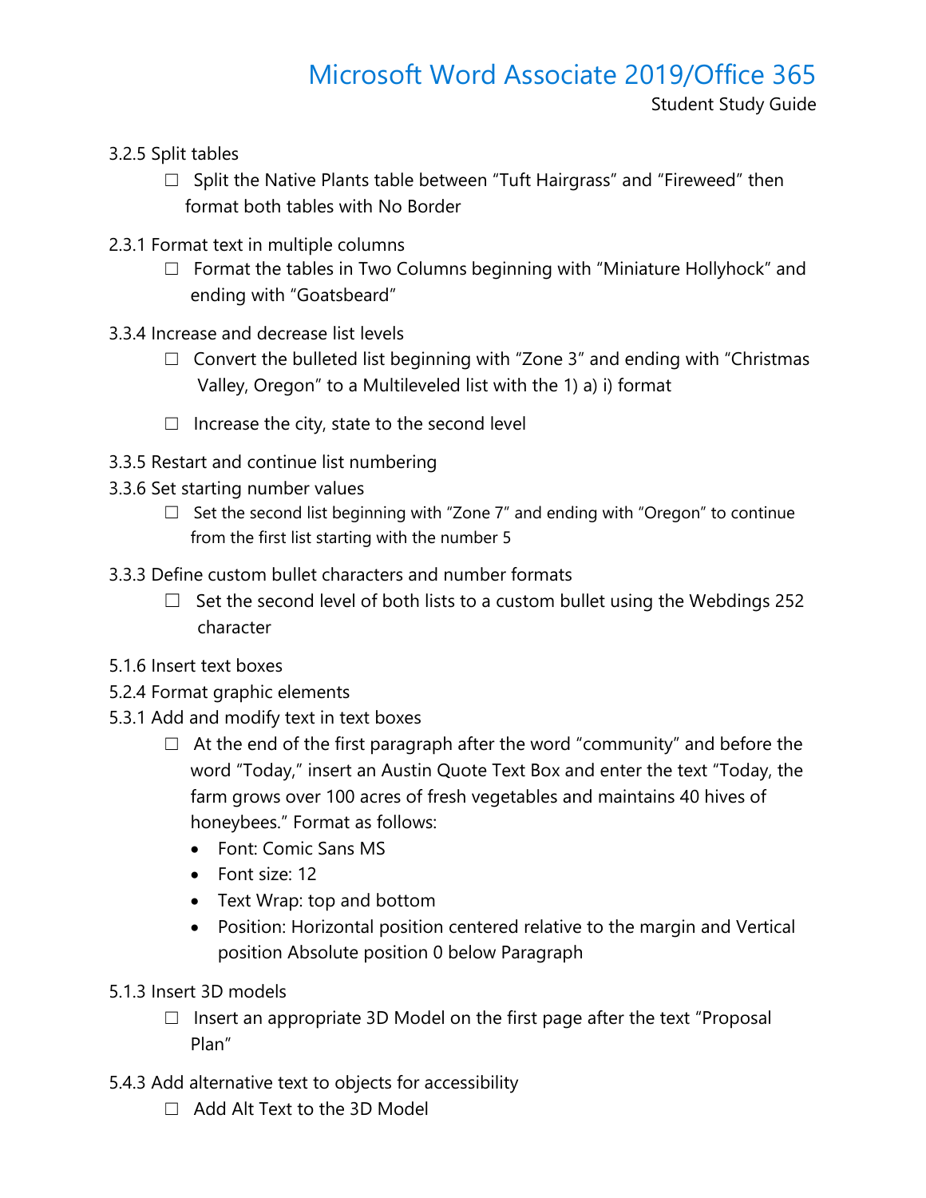3.2.5 Split tables

- ☐ Split the Native Plants table between “Tuft Hairgrass” and “Fireweed” then format both tables with No Border

2.3.1 Format text in multiple columns

- ☐ Format the tables in Two Columns beginning with “Miniature Hollyhock” and ending with “Goatsbeard”

3.3.4 Increase and decrease list levels

- ☐ Convert the bulleted list beginning with “Zone 3” and ending with “Christmas Valley, Oregon” to a Multileveled list with the 1) a) i) format
- ☐ Increase the city, state to the second level

3.3.5 Restart and continue list numbering
3.3.6 Set starting number values

- ☐ Set the second list beginning with “Zone 7” and ending with “Oregon” to continue from the first list starting with the number 5

3.3.3 Define custom bullet characters and number formats

- ☐ Set the second level of both lists to a custom bullet using the Webdings 252 character

5.1.6 Insert text boxes
5.2.4 Format graphic elements
5.3.1 Add and modify text in text boxes

- ☐ At the end of the first paragraph after the word “community” and before the word “Today,” insert an Austin Quote Text Box and enter the text “Today, the farm grows over 100 acres of fresh vegetables and maintains 40 hives of honeybees.” Format as follows:
  - Font: Comic Sans MS
  - Font size: 12
  - Text Wrap: top and bottom
  - Position: Horizontal position centered relative to the margin and Vertical position Absolute position 0 below Paragraph

5.1.3 Insert 3D models

- ☐ Insert an appropriate 3D Model on the first page after the text “Proposal Plan”

5.4.3 Add alternative text to objects for accessibility

- ☐ Add Alt Text to the 3D Model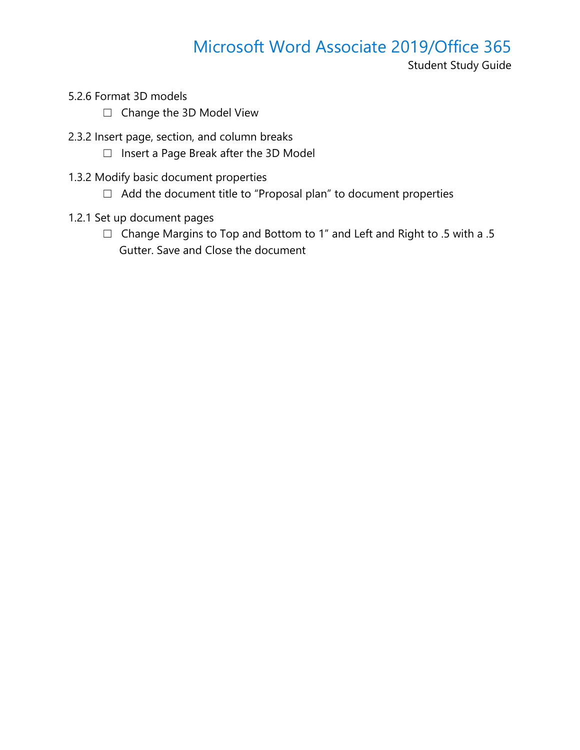5.2.6 Format 3D models

- ☐ Change the 3D Model View

2.3.2 Insert page, section, and column breaks

- ☐ Insert a Page Break after the 3D Model

1.3.2 Modify basic document properties

- ☐ Add the document title to "Proposal plan" to document properties

1.2.1 Set up document pages

- ☐ Change Margins to Top and Bottom to 1" and Left and Right to .5 with a .5 Gutter. Save and Close the document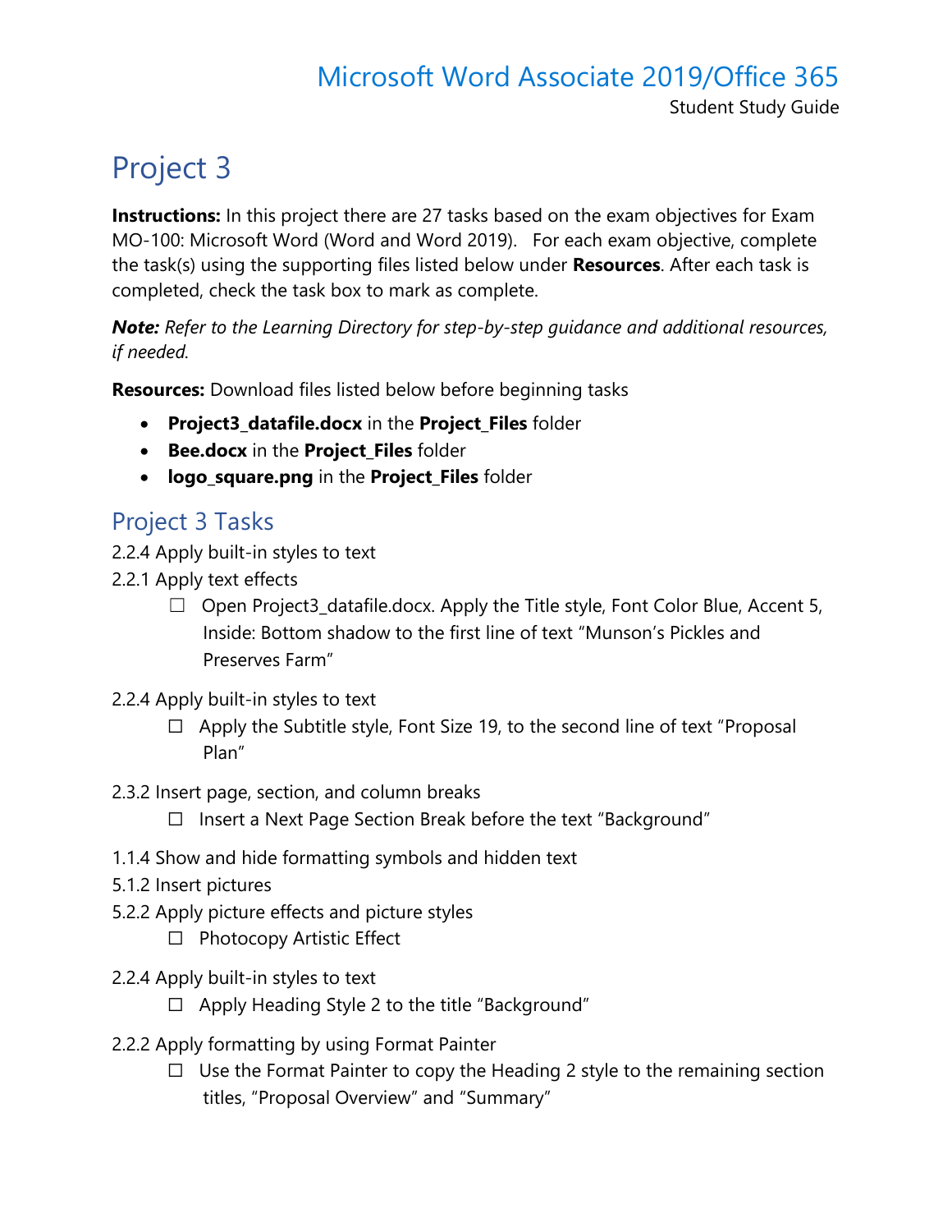# Project 3

**Instructions:** In this project there are 27 tasks based on the exam objectives for Exam MO-100: Microsoft Word (Word and Word 2019). For each exam objective, complete the task(s) using the supporting files listed below under **Resources**. After each task is completed, check the task box to mark as complete.

***Note:*** *Refer to the Learning Directory for step-by-step guidance and additional resources, if needed.*

**Resources:** Download files listed below before beginning tasks

- **Project3_datafile.docx** in the **Project_Files** folder
- **Bee.docx** in the **Project_Files** folder
- **logo_square.png** in the **Project_Files** folder

## Project 3 Tasks

2.2.4 Apply built-in styles to text

2.2.1 Apply text effects

- ☐ Open Project3_datafile.docx. Apply the Title style, Font Color Blue, Accent 5, Inside: Bottom shadow to the first line of text "Munson's Pickles and Preserves Farm"

2.2.4 Apply built-in styles to text

- ☐ Apply the Subtitle style, Font Size 19, to the second line of text "Proposal Plan"

2.3.2 Insert page, section, and column breaks

- ☐ Insert a Next Page Section Break before the text "Background"

1.1.4 Show and hide formatting symbols and hidden text

5.1.2 Insert pictures

5.2.2 Apply picture effects and picture styles

- ☐ Photocopy Artistic Effect

2.2.4 Apply built-in styles to text

- ☐ Apply Heading Style 2 to the title "Background"

2.2.2 Apply formatting by using Format Painter

- ☐ Use the Format Painter to copy the Heading 2 style to the remaining section titles, "Proposal Overview" and "Summary"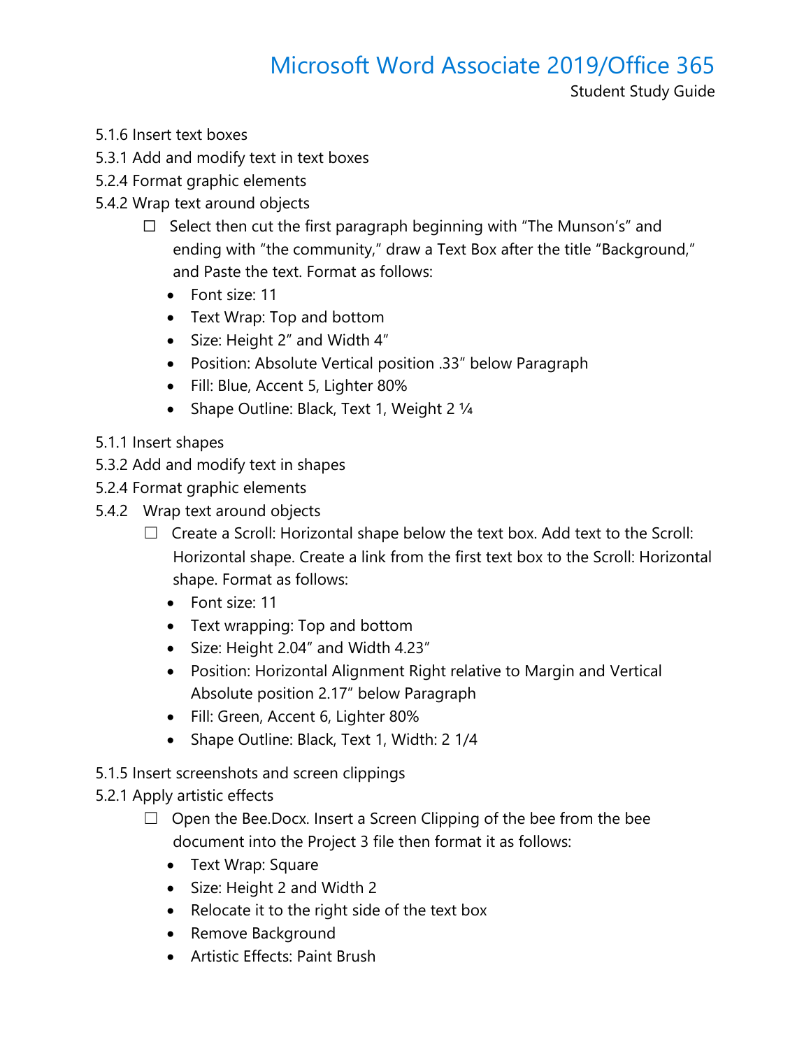5.1.6 Insert text boxes
5.3.1 Add and modify text in text boxes
5.2.4 Format graphic elements
5.4.2 Wrap text around objects

- ☐ Select then cut the first paragraph beginning with "The Munson's" and ending with "the community," draw a Text Box after the title "Background," and Paste the text. Format as follows:
  - Font size: 11
  - Text Wrap: Top and bottom
  - Size: Height 2" and Width 4"
  - Position: Absolute Vertical position .33" below Paragraph
  - Fill: Blue, Accent 5, Lighter 80%
  - Shape Outline: Black, Text 1, Weight 2 ¼

5.1.1 Insert shapes
5.3.2 Add and modify text in shapes
5.2.4 Format graphic elements
5.4.2 Wrap text around objects

- ☐ Create a Scroll: Horizontal shape below the text box. Add text to the Scroll: Horizontal shape. Create a link from the first text box to the Scroll: Horizontal shape. Format as follows:
  - Font size: 11
  - Text wrapping: Top and bottom
  - Size: Height 2.04" and Width 4.23"
  - Position: Horizontal Alignment Right relative to Margin and Vertical Absolute position 2.17" below Paragraph
  - Fill: Green, Accent 6, Lighter 80%
  - Shape Outline: Black, Text 1, Width: 2 1/4

5.1.5 Insert screenshots and screen clippings
5.2.1 Apply artistic effects

- ☐ Open the Bee.Docx. Insert a Screen Clipping of the bee from the bee document into the Project 3 file then format it as follows:
  - Text Wrap: Square
  - Size: Height 2 and Width 2
  - Relocate it to the right side of the text box
  - Remove Background
  - Artistic Effects: Paint Brush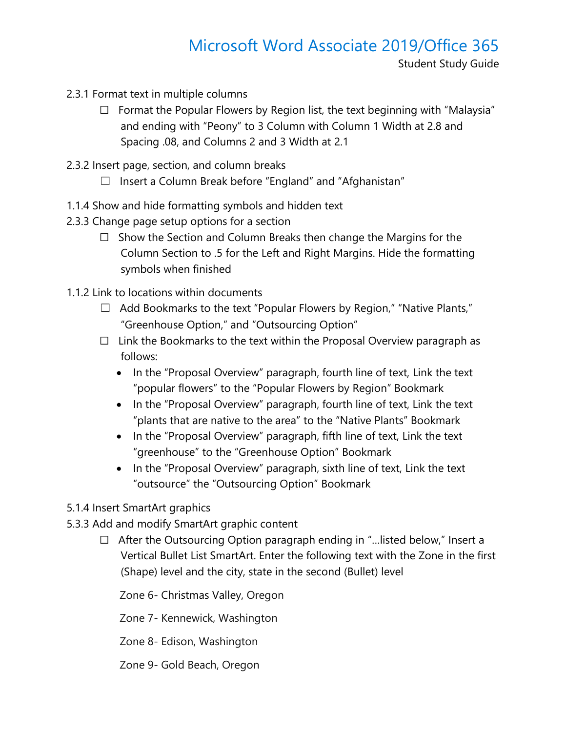- 2.3.1 Format text in multiple columns
  - ☐ Format the Popular Flowers by Region list, the text beginning with "Malaysia" and ending with "Peony" to 3 Column with Column 1 Width at 2.8 and Spacing .08, and Columns 2 and 3 Width at 2.1
- 2.3.2 Insert page, section, and column breaks
  - ☐ Insert a Column Break before "England" and "Afghanistan"
- 1.1.4 Show and hide formatting symbols and hidden text
- 2.3.3 Change page setup options for a section
  - ☐ Show the Section and Column Breaks then change the Margins for the Column Section to .5 for the Left and Right Margins. Hide the formatting symbols when finished
- 1.1.2 Link to locations within documents
  - ☐ Add Bookmarks to the text "Popular Flowers by Region," "Native Plants," "Greenhouse Option," and "Outsourcing Option"
  - ☐ Link the Bookmarks to the text within the Proposal Overview paragraph as follows:
    - In the "Proposal Overview" paragraph, fourth line of text, Link the text "popular flowers" to the "Popular Flowers by Region" Bookmark
    - In the "Proposal Overview" paragraph, fourth line of text, Link the text "plants that are native to the area" to the "Native Plants" Bookmark
    - In the "Proposal Overview" paragraph, fifth line of text, Link the text "greenhouse" to the "Greenhouse Option" Bookmark
    - In the "Proposal Overview" paragraph, sixth line of text, Link the text "outsource" the "Outsourcing Option" Bookmark
- 5.1.4 Insert SmartArt graphics
- 5.3.3 Add and modify SmartArt graphic content
  - ☐ After the Outsourcing Option paragraph ending in "…listed below," Insert a Vertical Bullet List SmartArt. Enter the following text with the Zone in the first (Shape) level and the city, state in the second (Bullet) level

    Zone 6- Christmas Valley, Oregon

    Zone 7- Kennewick, Washington

    Zone 8- Edison, Washington

    Zone 9- Gold Beach, Oregon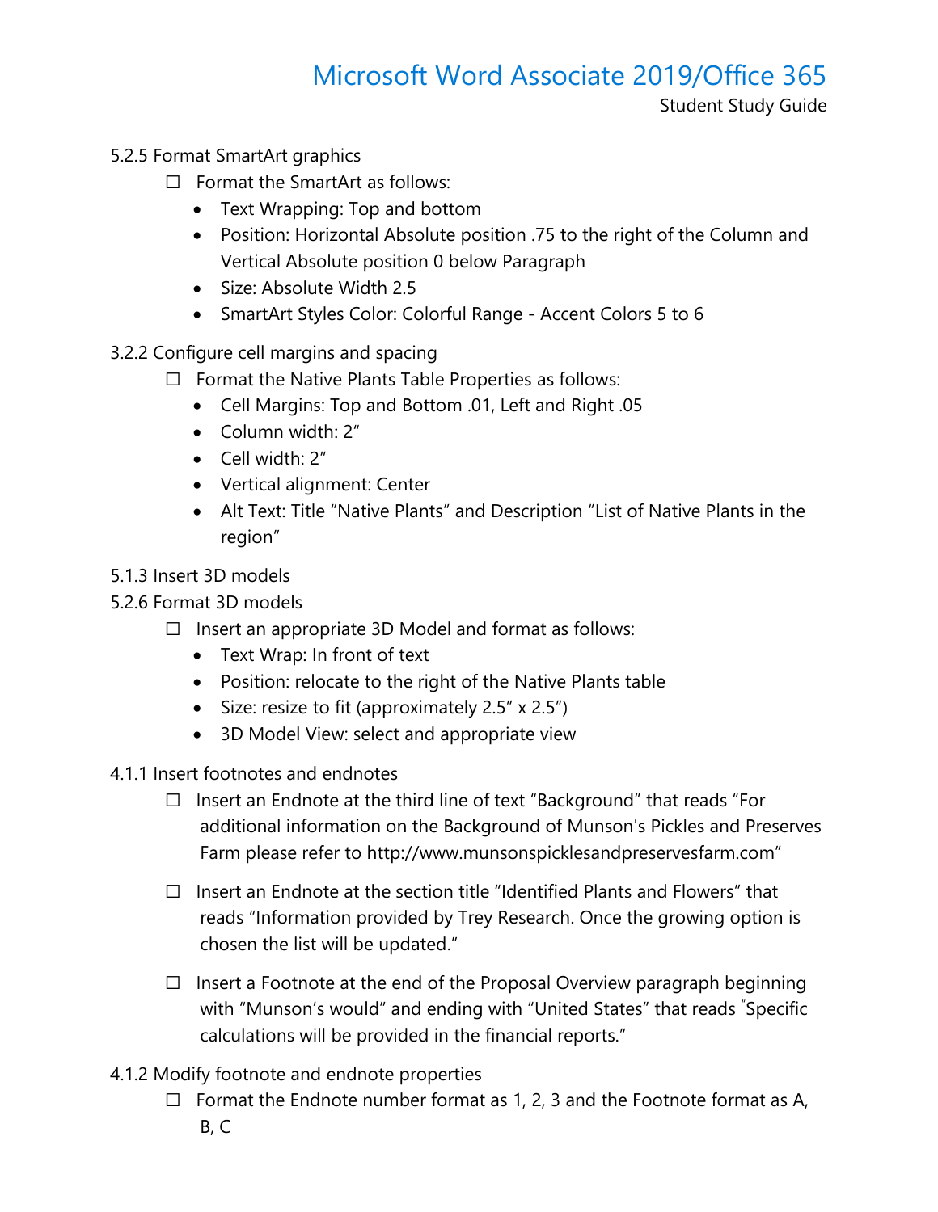5.2.5 Format SmartArt graphics

- ☐ Format the SmartArt as follows:
  - Text Wrapping: Top and bottom
  - Position: Horizontal Absolute position .75 to the right of the Column and Vertical Absolute position 0 below Paragraph
  - Size: Absolute Width 2.5
  - SmartArt Styles Color: Colorful Range - Accent Colors 5 to 6

3.2.2 Configure cell margins and spacing

- ☐ Format the Native Plants Table Properties as follows:
  - Cell Margins: Top and Bottom .01, Left and Right .05
  - Column width: 2”
  - Cell width: 2”
  - Vertical alignment: Center
  - Alt Text: Title “Native Plants” and Description “List of Native Plants in the region”

5.1.3 Insert 3D models

5.2.6 Format 3D models

- ☐ Insert an appropriate 3D Model and format as follows:
  - Text Wrap: In front of text
  - Position: relocate to the right of the Native Plants table
  - Size: resize to fit (approximately 2.5” x 2.5”)
  - 3D Model View: select and appropriate view

4.1.1 Insert footnotes and endnotes

- ☐ Insert an Endnote at the third line of text “Background” that reads “For additional information on the Background of Munson's Pickles and Preserves Farm please refer to http://www.munsonspicklesandpreservesfarm.com”

- ☐ Insert an Endnote at the section title “Identified Plants and Flowers” that reads “Information provided by Trey Research. Once the growing option is chosen the list will be updated.”

- ☐ Insert a Footnote at the end of the Proposal Overview paragraph beginning with “Munson’s would” and ending with “United States” that reads "Specific calculations will be provided in the financial reports.”

4.1.2 Modify footnote and endnote properties

- ☐ Format the Endnote number format as 1, 2, 3 and the Footnote format as A, B, C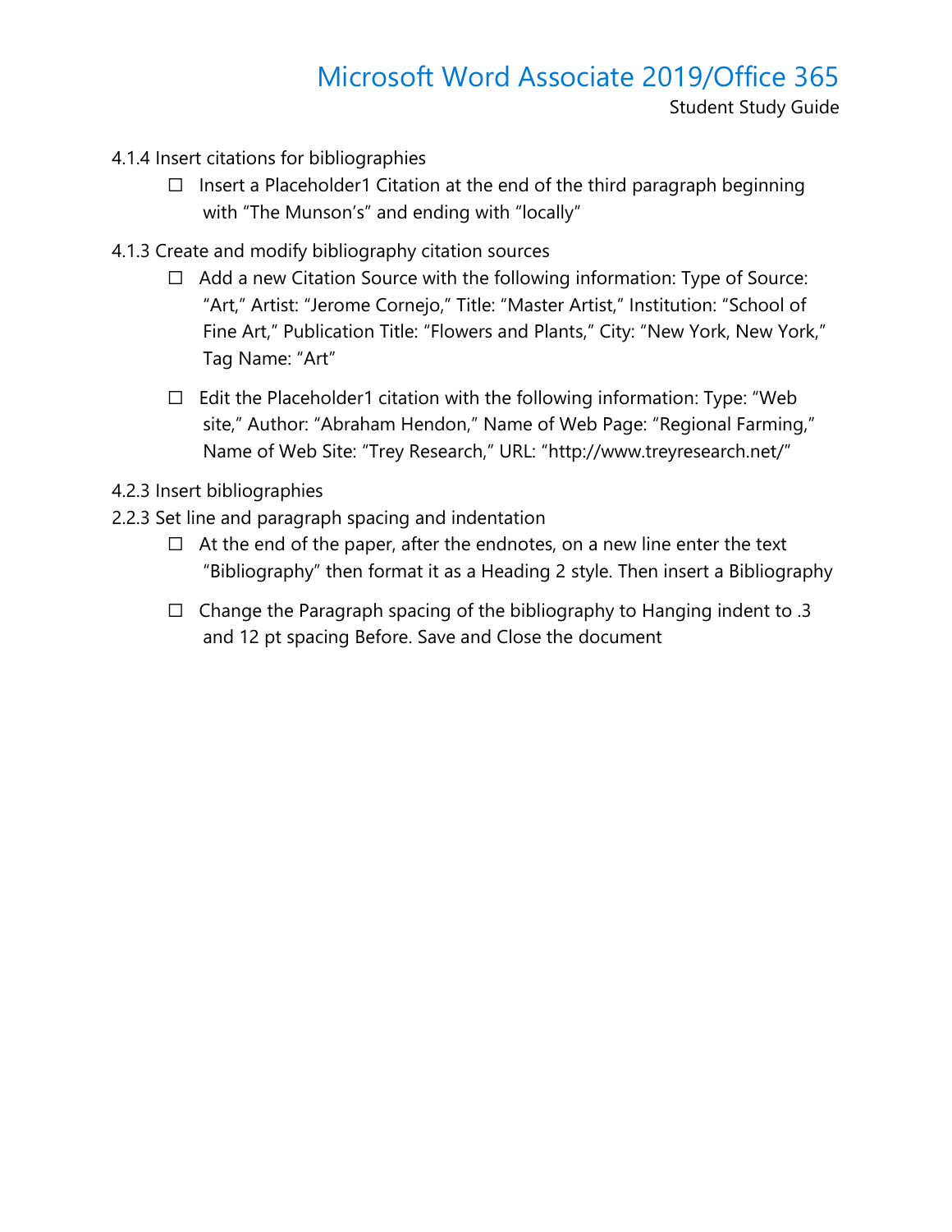4.1.4 Insert citations for bibliographies

- ☐ Insert a Placeholder1 Citation at the end of the third paragraph beginning with "The Munson's" and ending with "locally"

4.1.3 Create and modify bibliography citation sources

- ☐ Add a new Citation Source with the following information: Type of Source: "Art," Artist: "Jerome Cornejo," Title: "Master Artist," Institution: "School of Fine Art," Publication Title: "Flowers and Plants," City: "New York, New York," Tag Name: "Art"
- ☐ Edit the Placeholder1 citation with the following information: Type: "Web site," Author: "Abraham Hendon," Name of Web Page: "Regional Farming," Name of Web Site: "Trey Research," URL: "http://www.treyresearch.net/"

4.2.3 Insert bibliographies

2.2.3 Set line and paragraph spacing and indentation

- ☐ At the end of the paper, after the endnotes, on a new line enter the text "Bibliography" then format it as a Heading 2 style. Then insert a Bibliography
- ☐ Change the Paragraph spacing of the bibliography to Hanging indent to .3 and 12 pt spacing Before. Save and Close the document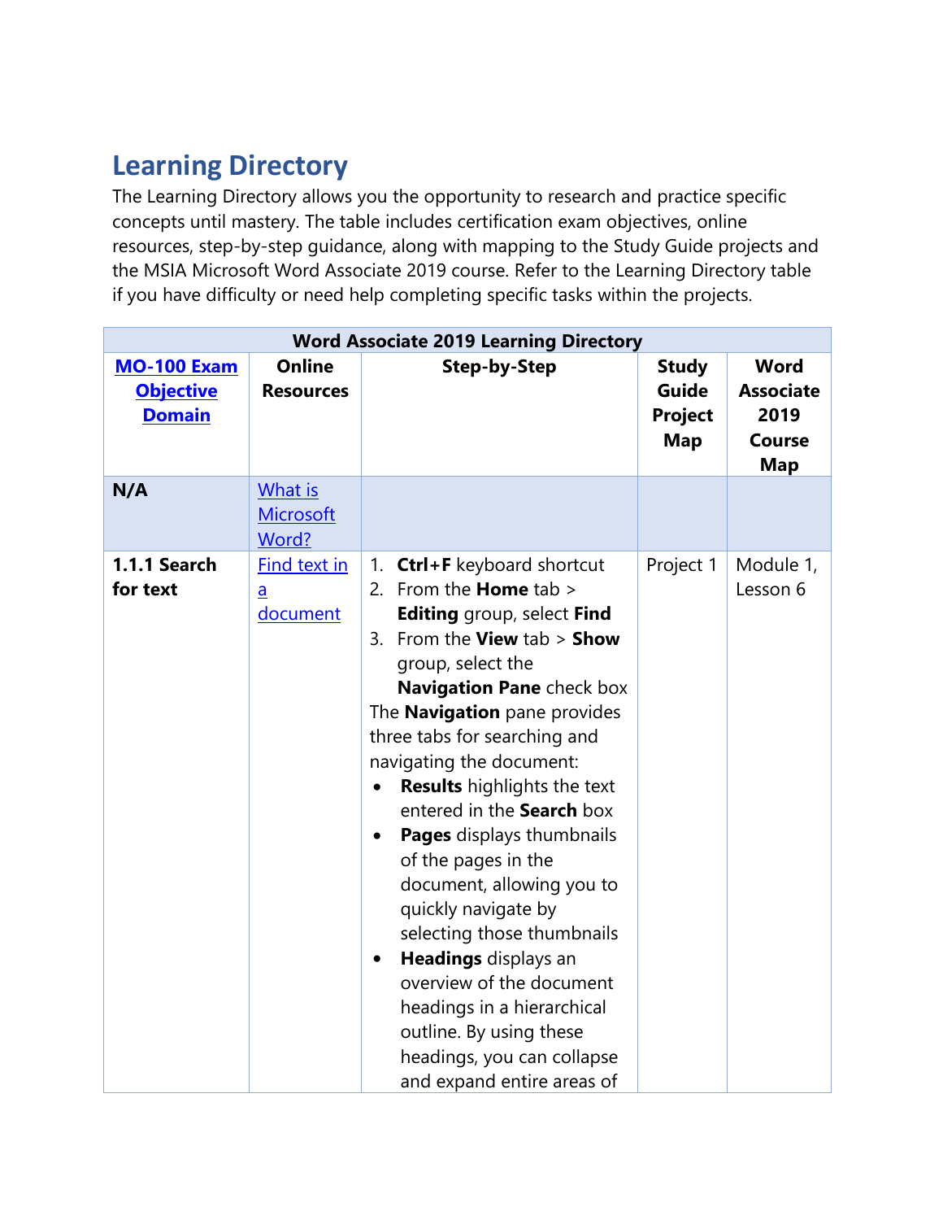## Learning Directory

The Learning Directory allows you the opportunity to research and practice specific concepts until mastery. The table includes certification exam objectives, online resources, step-by-step guidance, along with mapping to the Study Guide projects and the MSIA Microsoft Word Associate 2019 course. Refer to the Learning Directory table if you have difficulty or need help completing specific tasks within the projects.

| Word Associate 2019 Learning Directory | | | | |
|---|---|---|---|---|
| **MO-100 Exam Objective Domain** | **Online Resources** | **Step-by-Step** | **Study Guide Project Map** | **Word Associate 2019 Course Map** |
| **N/A** | What is Microsoft Word? | | | |
| **1.1.1 Search for text** | Find text in a document | 1. **Ctrl+F** keyboard shortcut<br>2. From the **Home** tab > **Editing** group, select **Find**<br>3. From the **View** tab > **Show** group, select the **Navigation Pane** check box<br>The **Navigation** pane provides three tabs for searching and navigating the document:<br>• **Results** highlights the text entered in the **Search** box<br>• **Pages** displays thumbnails of the pages in the document, allowing you to quickly navigate by selecting those thumbnails<br>• **Headings** displays an overview of the document headings in a hierarchical outline. By using these headings, you can collapse and expand entire areas of | Project 1 | Module 1, Lesson 6 |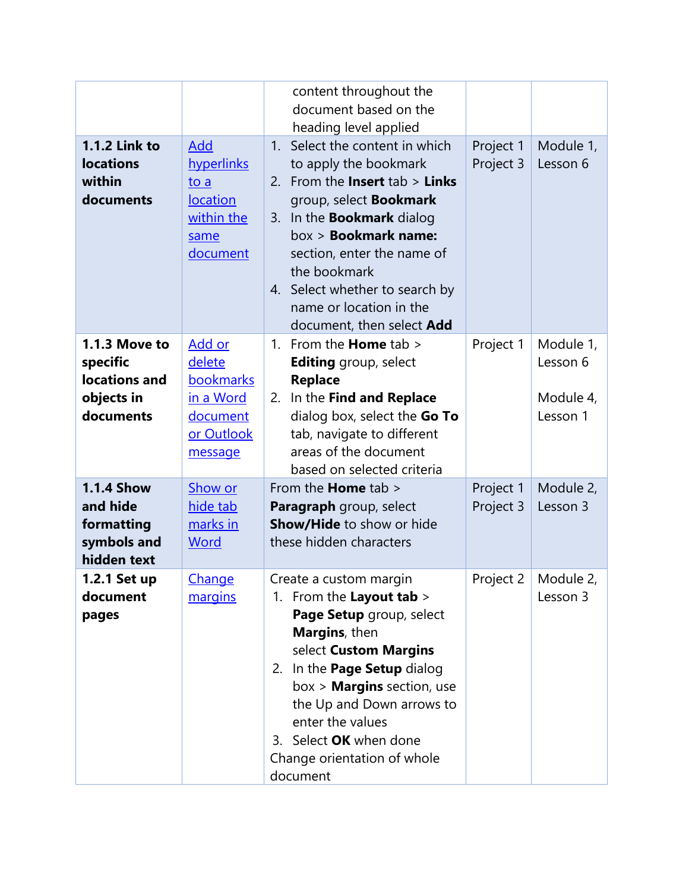| | | | | |
|---|---|---|---|---|
| | | content throughout the document based on the heading level applied | | |
| **1.1.2 Link to locations within documents** | [Add hyperlinks to a location within the same document]() | 1. Select the content in which to apply the bookmark<br>2. From the **Insert** tab > **Links** group, select **Bookmark**<br>3. In the **Bookmark** dialog box > **Bookmark name:** section, enter the name of the bookmark<br>4. Select whether to search by name or location in the document, then select **Add** | Project 1<br>Project 3 | Module 1, Lesson 6 |
| **1.1.3 Move to specific locations and objects in documents** | [Add or delete bookmarks in a Word document or Outlook message]() | 1. From the **Home** tab > **Editing** group, select **Replace**<br>2. In the **Find and Replace** dialog box, select the **Go To** tab, navigate to different areas of the document based on selected criteria | Project 1 | Module 1, Lesson 6<br><br>Module 4, Lesson 1 |
| **1.1.4 Show and hide formatting symbols and hidden text** | [Show or hide tab marks in Word]() | From the **Home** tab > **Paragraph** group, select **Show/Hide** to show or hide these hidden characters | Project 1<br>Project 3 | Module 2, Lesson 3 |
| **1.2.1 Set up document pages** | [Change margins]() | Create a custom margin<br>1. From the **Layout tab** > **Page Setup** group, select **Margins**, then select **Custom Margins**<br>2. In the **Page Setup** dialog box > **Margins** section, use the Up and Down arrows to enter the values<br>3. Select **OK** when done<br>Change orientation of whole document | Project 2 | Module 2, Lesson 3 |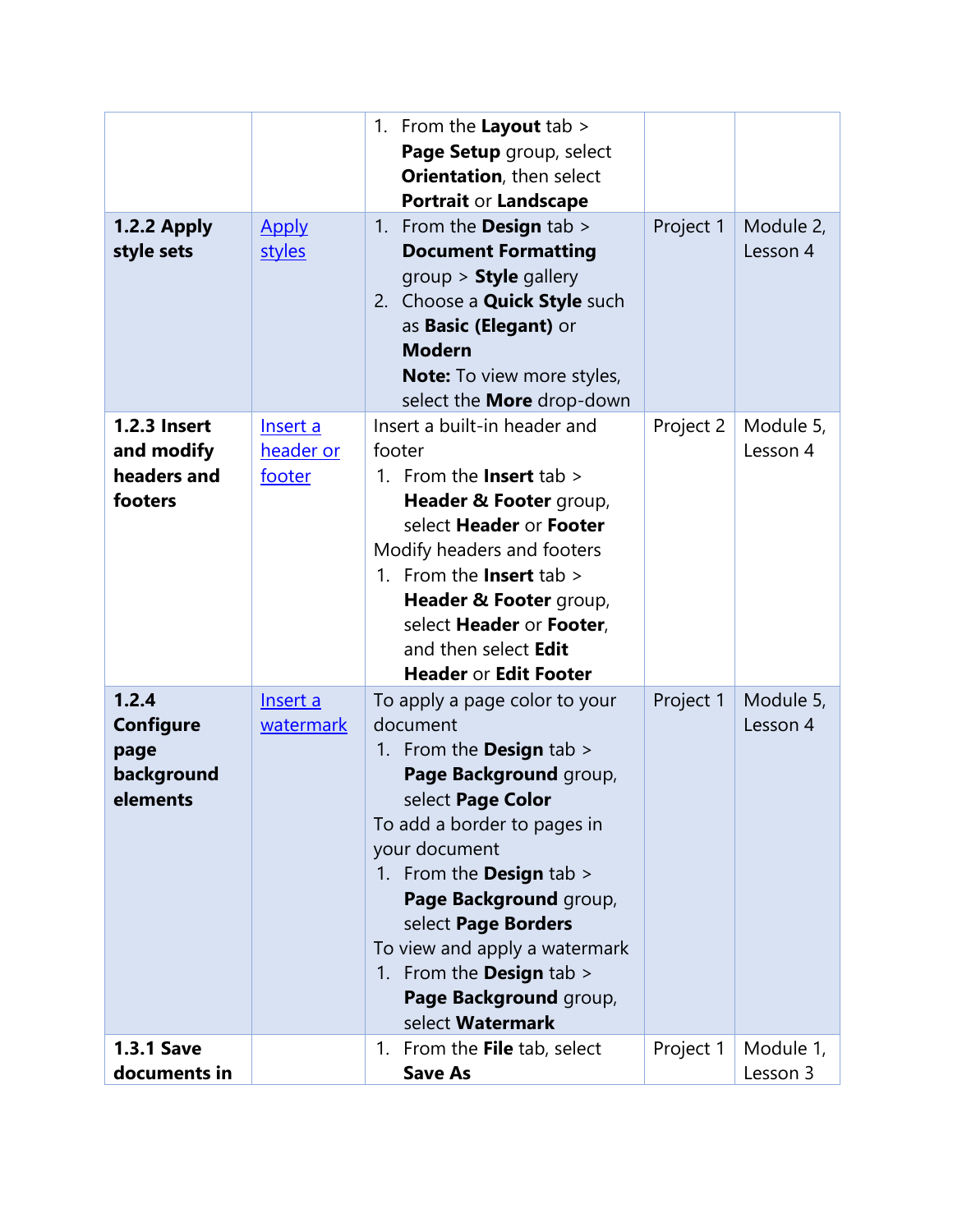| | | | | |
|---|---|---|---|---|
| | | 1. From the **Layout** tab > **Page Setup** group, select **Orientation**, then select **Portrait** or **Landscape** | | |
| **1.2.2 Apply style sets** | Apply styles | 1. From the **Design** tab > **Document Formatting** group > **Style** gallery<br>2. Choose a **Quick Style** such as **Basic (Elegant)** or **Modern**<br>**Note:** To view more styles, select the **More** drop-down | Project 1 | Module 2, Lesson 4 |
| **1.2.3 Insert and modify headers and footers** | Insert a header or footer | Insert a built-in header and footer<br>1. From the **Insert** tab > **Header & Footer** group, select **Header** or **Footer**<br>Modify headers and footers<br>1. From the **Insert** tab > **Header & Footer** group, select **Header** or **Footer**, and then select **Edit Header** or **Edit Footer** | Project 2 | Module 5, Lesson 4 |
| **1.2.4 Configure page background elements** | Insert a watermark | To apply a page color to your document<br>1. From the **Design** tab > **Page Background** group, select **Page Color**<br>To add a border to pages in your document<br>1. From the **Design** tab > **Page Background** group, select **Page Borders**<br>To view and apply a watermark<br>1. From the **Design** tab > **Page Background** group, select **Watermark** | Project 1 | Module 5, Lesson 4 |
| **1.3.1 Save documents in** | | 1. From the **File** tab, select **Save As** | Project 1 | Module 1, Lesson 3 |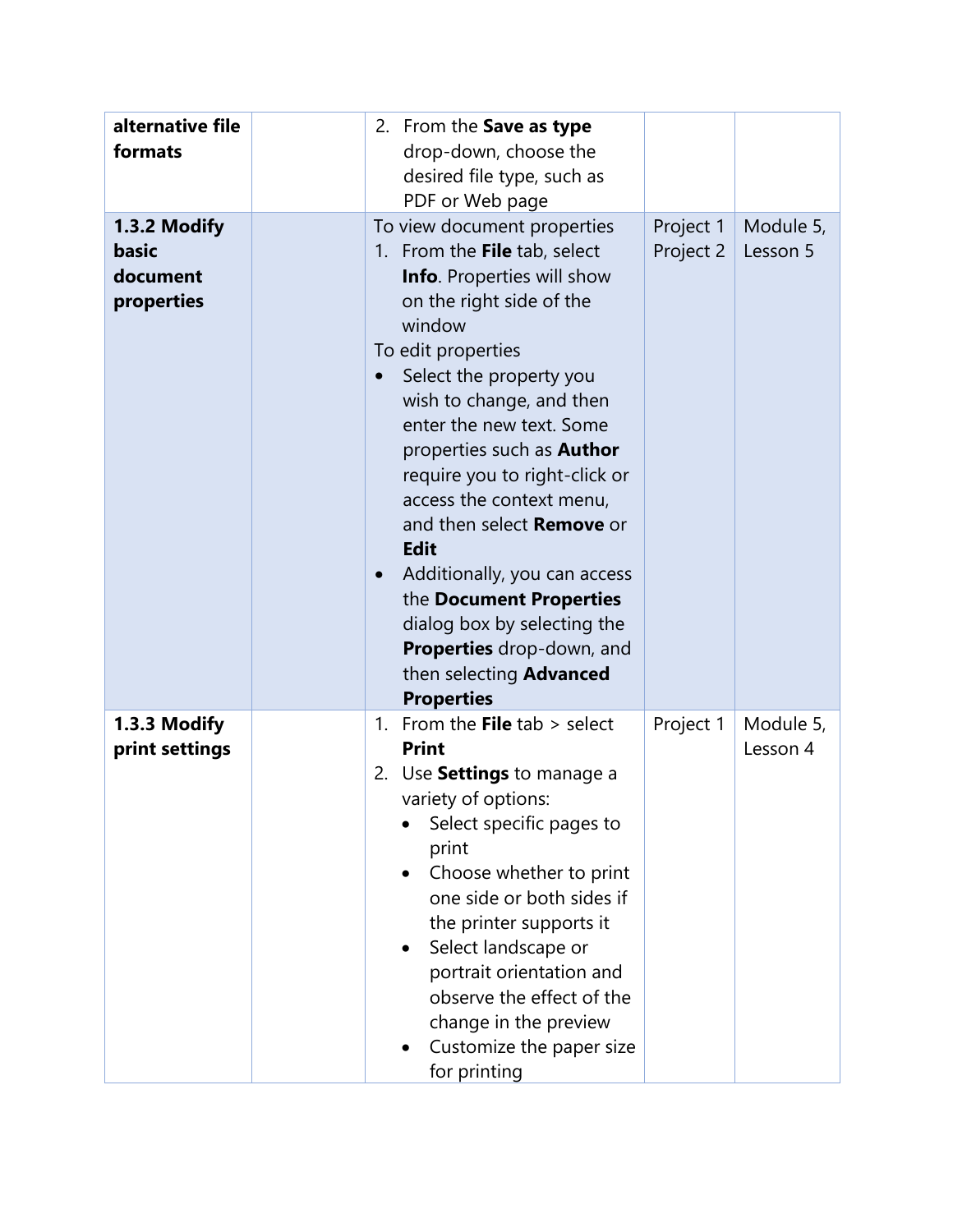| | | | | |
|---|---|---|---|---|
| **alternative file formats** | | 2. From the **Save as type** drop-down, choose the desired file type, such as PDF or Web page | | |
| **1.3.2 Modify basic document properties** | | To view document properties<br>1. From the **File** tab, select **Info**. Properties will show on the right side of the window<br>To edit properties<br>• Select the property you wish to change, and then enter the new text. Some properties such as **Author** require you to right-click or access the context menu, and then select **Remove** or **Edit**<br>• Additionally, you can access the **Document Properties** dialog box by selecting the **Properties** drop-down, and then selecting **Advanced Properties** | Project 1<br>Project 2 | Module 5, Lesson 5 |
| **1.3.3 Modify print settings** | | 1. From the **File** tab > select **Print**<br>2. Use **Settings** to manage a variety of options:<br>• Select specific pages to print<br>• Choose whether to print one side or both sides if the printer supports it<br>• Select landscape or portrait orientation and observe the effect of the change in the preview<br>• Customize the paper size for printing | Project 1 | Module 5, Lesson 4 |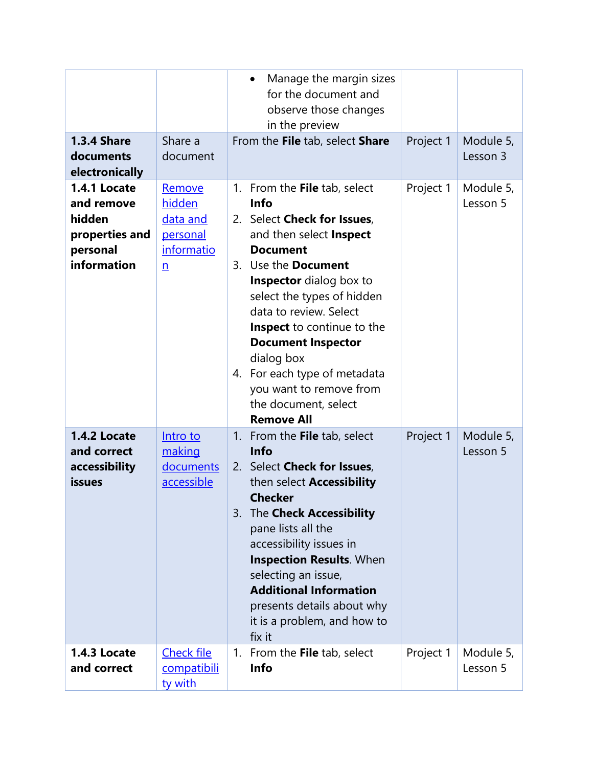| | | | | |
|---|---|---|---|---|
| | | • Manage the margin sizes for the document and observe those changes in the preview | | |
| **1.3.4 Share documents electronically** | Share a document | From the **File** tab, select **Share** | Project 1 | Module 5, Lesson 3 |
| **1.4.1 Locate and remove hidden properties and personal information** | Remove hidden data and personal information | 1. From the **File** tab, select **Info**<br>2. Select **Check for Issues**, and then select **Inspect Document**<br>3. Use the **Document Inspector** dialog box to select the types of hidden data to review. Select **Inspect** to continue to the **Document Inspector** dialog box<br>4. For each type of metadata you want to remove from the document, select **Remove All** | Project 1 | Module 5, Lesson 5 |
| **1.4.2 Locate and correct accessibility issues** | Intro to making documents accessible | 1. From the **File** tab, select **Info**<br>2. Select **Check for Issues**, then select **Accessibility Checker**<br>3. The **Check Accessibility** pane lists all the accessibility issues in **Inspection Results**. When selecting an issue, **Additional Information** presents details about why it is a problem, and how to fix it | Project 1 | Module 5, Lesson 5 |
| **1.4.3 Locate and correct** | Check file compatibility with | 1. From the **File** tab, select **Info** | Project 1 | Module 5, Lesson 5 |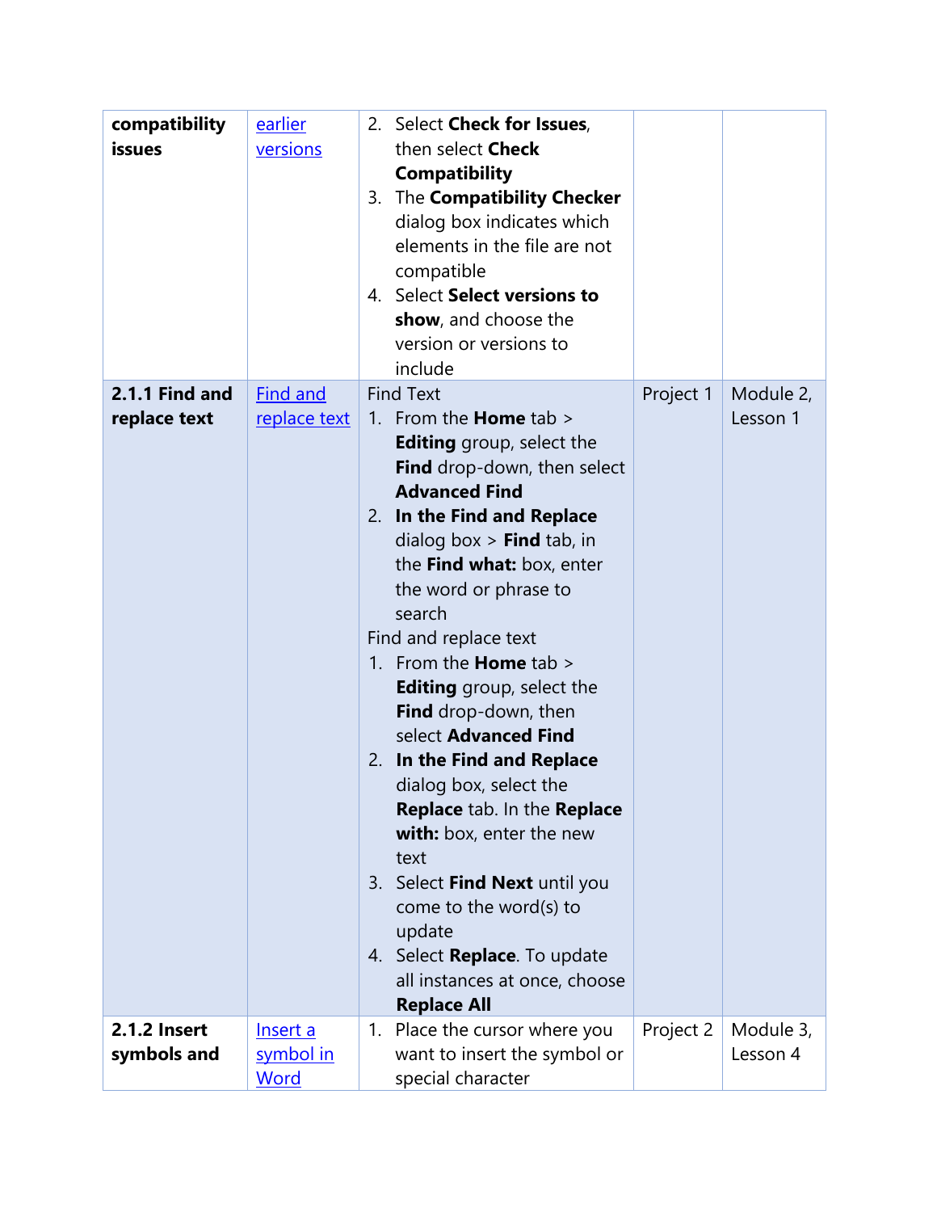| compatibility issues | earlier versions | 2. Select **Check for Issues**, then select **Check Compatibility**<br>3. The **Compatibility Checker** dialog box indicates which elements in the file are not compatible<br>4. Select **Select versions to show**, and choose the version or versions to include | | |
|---|---|---|---|---|
| **2.1.1 Find and replace text** | Find and replace text | Find Text<br>1. From the **Home** tab > **Editing** group, select the **Find** drop-down, then select **Advanced Find**<br>2. **In the Find and Replace** dialog box > **Find** tab, in the **Find what:** box, enter the word or phrase to search<br>Find and replace text<br>1. From the **Home** tab > **Editing** group, select the **Find** drop-down, then select **Advanced Find**<br>2. **In the Find and Replace** dialog box, select the **Replace** tab. In the **Replace with:** box, enter the new text<br>3. Select **Find Next** until you come to the word(s) to update<br>4. Select **Replace**. To update all instances at once, choose **Replace All** | Project 1 | Module 2, Lesson 1 |
| **2.1.2 Insert symbols and** | Insert a symbol in Word | 1. Place the cursor where you want to insert the symbol or special character | Project 2 | Module 3, Lesson 4 |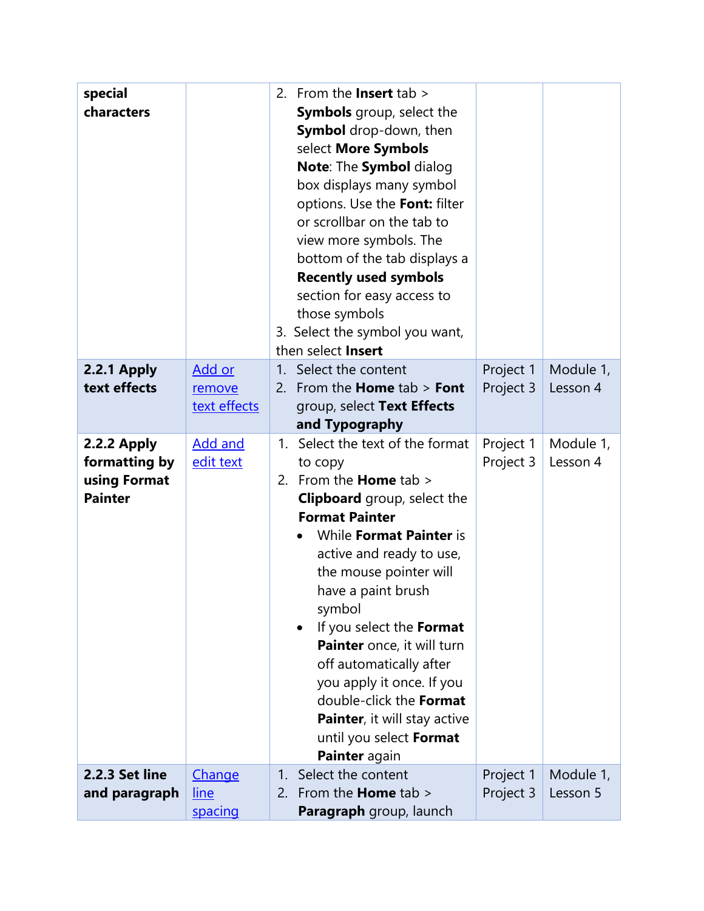| | | | | |
|---|---|---|---|---|
| **special characters** | | 2. From the **Insert** tab > **Symbols** group, select the **Symbol** drop-down, then select **More Symbols** **Note**: The **Symbol** dialog box displays many symbol options. Use the **Font:** filter or scrollbar on the tab to view more symbols. The bottom of the tab displays a **Recently used symbols** section for easy access to those symbols<br>3. Select the symbol you want, then select **Insert** | | |
| **2.2.1 Apply text effects** | Add or remove text effects | 1. Select the content<br>2. From the **Home** tab > **Font** group, select **Text Effects and Typography** | Project 1 Project 3 | Module 1, Lesson 4 |
| **2.2.2 Apply formatting by using Format Painter** | Add and edit text | 1. Select the text of the format to copy<br>2. From the **Home** tab > **Clipboard** group, select the **Format Painter**<br>• While **Format Painter** is active and ready to use, the mouse pointer will have a paint brush symbol<br>• If you select the **Format Painter** once, it will turn off automatically after you apply it once. If you double-click the **Format Painter**, it will stay active until you select **Format Painter** again | Project 1 Project 3 | Module 1, Lesson 4 |
| **2.2.3 Set line and paragraph** | Change line spacing | 1. Select the content<br>2. From the **Home** tab > **Paragraph** group, launch | Project 1 Project 3 | Module 1, Lesson 5 |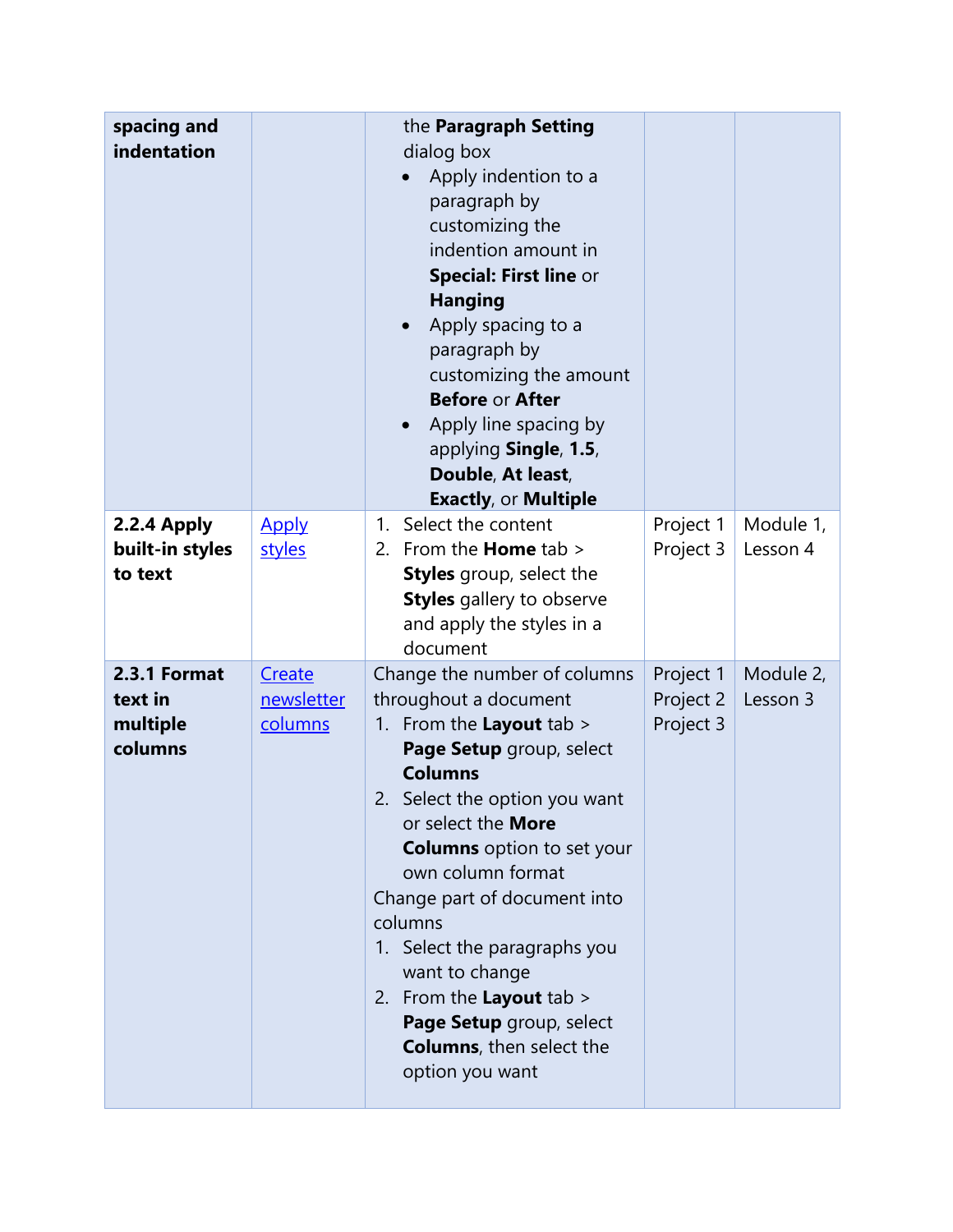| | | | | |
|---|---|---|---|---|
| **spacing and indentation** | | the **Paragraph Setting** dialog box<br>• Apply indention to a paragraph by customizing the indention amount in **Special: First line** or **Hanging**<br>• Apply spacing to a paragraph by customizing the amount **Before** or **After**<br>• Apply line spacing by applying **Single**, **1.5**, **Double**, **At least**, **Exactly**, or **Multiple** | | |
| **2.2.4 Apply built-in styles to text** | Apply styles | 1. Select the content<br>2. From the **Home** tab > **Styles** group, select the **Styles** gallery to observe and apply the styles in a document | Project 1<br>Project 3 | Module 1, Lesson 4 |
| **2.3.1 Format text in multiple columns** | Create newsletter columns | Change the number of columns throughout a document<br>1. From the **Layout** tab > **Page Setup** group, select **Columns**<br>2. Select the option you want or select the **More Columns** option to set your own column format<br>Change part of document into columns<br>1. Select the paragraphs you want to change<br>2. From the **Layout** tab > **Page Setup** group, select **Columns**, then select the option you want | Project 1<br>Project 2<br>Project 3 | Module 2, Lesson 3 |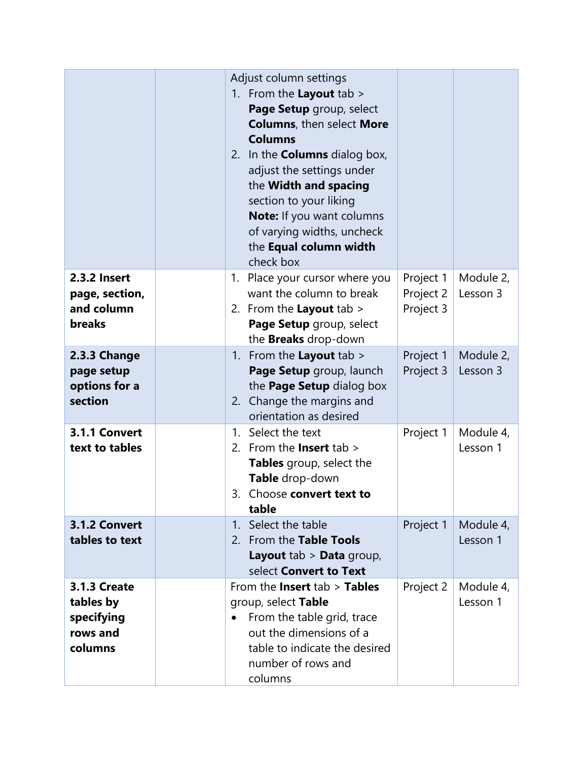| | | | | |
|---|---|---|---|---|
| | | Adjust column settings<br>1. From the **Layout** tab > **Page Setup** group, select **Columns**, then select **More Columns**<br>2. In the **Columns** dialog box, adjust the settings under the **Width and spacing** section to your liking<br>**Note:** If you want columns of varying widths, uncheck the **Equal column width** check box | | |
| **2.3.2 Insert page, section, and column breaks** | | 1. Place your cursor where you want the column to break<br>2. From the **Layout** tab > **Page Setup** group, select the **Breaks** drop-down | Project 1<br>Project 2<br>Project 3 | Module 2, Lesson 3 |
| **2.3.3 Change page setup options for a section** | | 1. From the **Layout** tab > **Page Setup** group, launch the **Page Setup** dialog box<br>2. Change the margins and orientation as desired | Project 1<br>Project 3 | Module 2, Lesson 3 |
| **3.1.1 Convert text to tables** | | 1. Select the text<br>2. From the **Insert** tab > **Tables** group, select the **Table** drop-down<br>3. Choose **convert text to table** | Project 1 | Module 4, Lesson 1 |
| **3.1.2 Convert tables to text** | | 1. Select the table<br>2. From the **Table Tools Layout** tab > **Data** group, select **Convert to Text** | Project 1 | Module 4, Lesson 1 |
| **3.1.3 Create tables by specifying rows and columns** | | From the **Insert** tab > **Tables** group, select **Table**<br>• From the table grid, trace out the dimensions of a table to indicate the desired number of rows and columns | Project 2 | Module 4, Lesson 1 |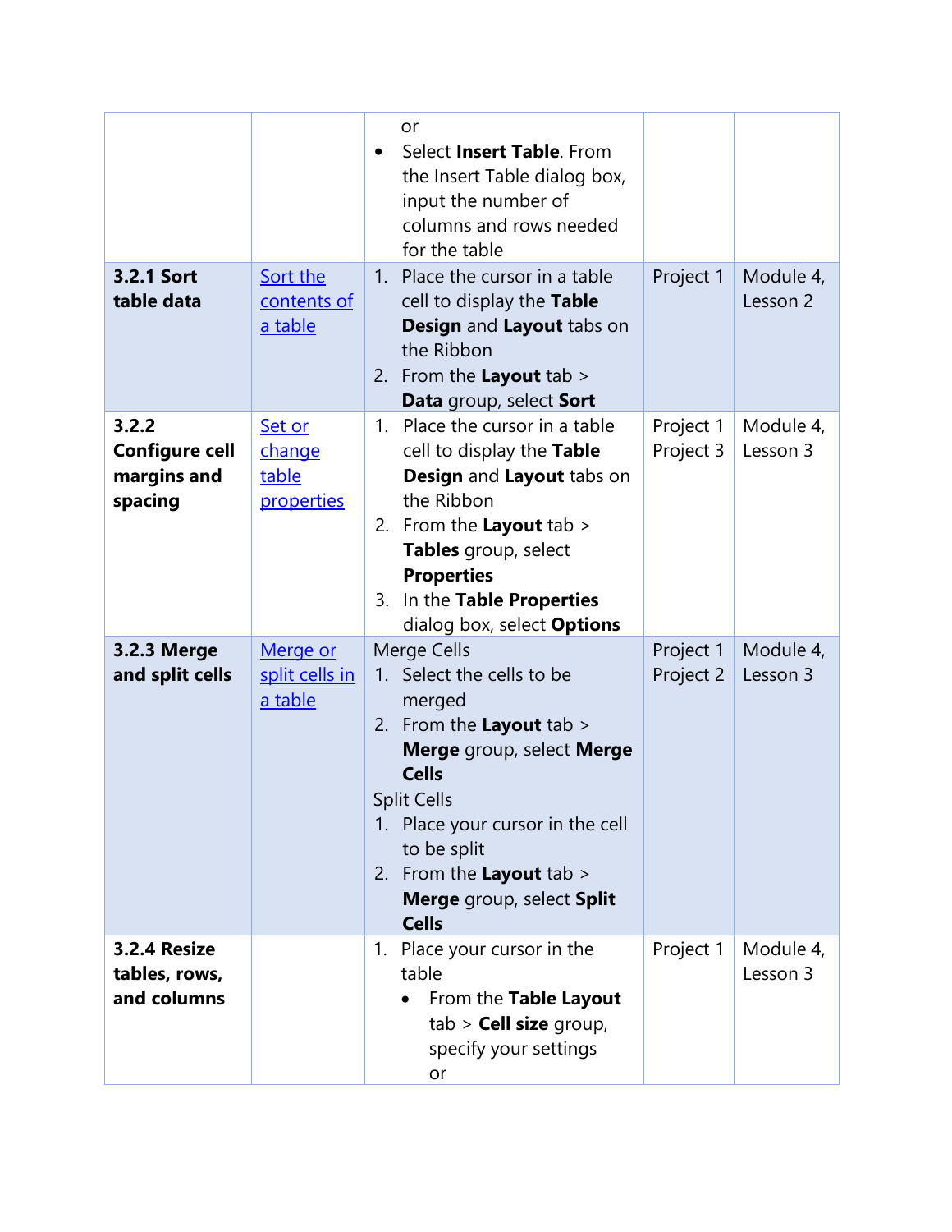| | | | | |
|---|---|---|---|---|
| | | or<br>• Select **Insert Table**. From the Insert Table dialog box, input the number of columns and rows needed for the table | | |
| **3.2.1 Sort table data** | Sort the contents of a table | 1. Place the cursor in a table cell to display the **Table Design** and **Layout** tabs on the Ribbon<br>2. From the **Layout** tab > **Data** group, select **Sort** | Project 1 | Module 4, Lesson 2 |
| **3.2.2 Configure cell margins and spacing** | Set or change table properties | 1. Place the cursor in a table cell to display the **Table Design** and **Layout** tabs on the Ribbon<br>2. From the **Layout** tab > **Tables** group, select **Properties**<br>3. In the **Table Properties** dialog box, select **Options** | Project 1<br>Project 3 | Module 4, Lesson 3 |
| **3.2.3 Merge and split cells** | Merge or split cells in a table | Merge Cells<br>1. Select the cells to be merged<br>2. From the **Layout** tab > **Merge** group, select **Merge Cells**<br>Split Cells<br>1. Place your cursor in the cell to be split<br>2. From the **Layout** tab > **Merge** group, select **Split Cells** | Project 1<br>Project 2 | Module 4, Lesson 3 |
| **3.2.4 Resize tables, rows, and columns** | | 1. Place your cursor in the table<br>• From the **Table Layout** tab > **Cell size** group, specify your settings<br>or | Project 1 | Module 4, Lesson 3 |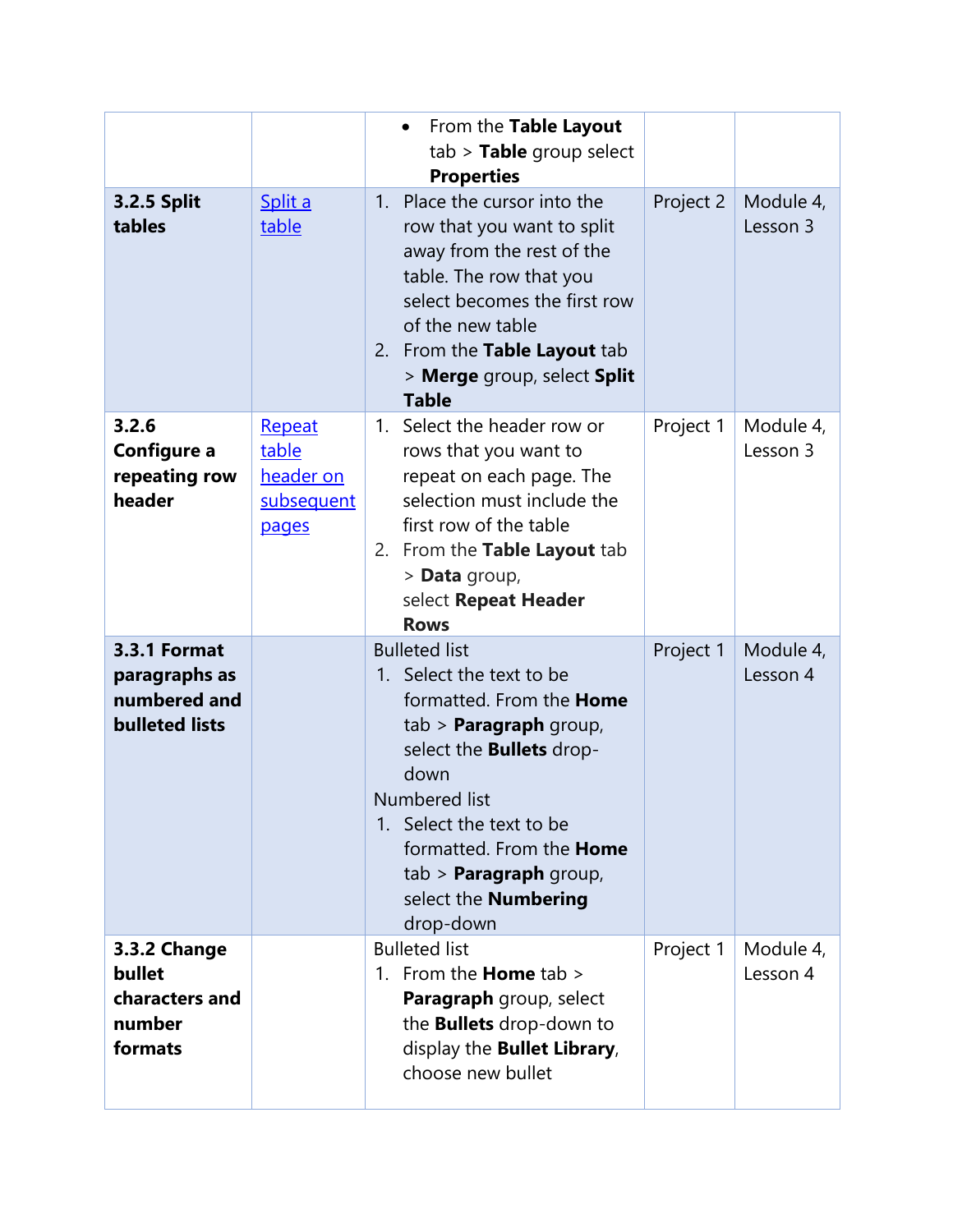| | | | | |
|---|---|---|---|---|
| | | • From the **Table Layout** tab > **Table** group select **Properties** | | |
| **3.2.5 Split tables** | [Split a table]() | 1. Place the cursor into the row that you want to split away from the rest of the table. The row that you select becomes the first row of the new table<br>2. From the **Table Layout** tab > **Merge** group, select **Split Table** | Project 2 | Module 4, Lesson 3 |
| **3.2.6 Configure a repeating row header** | [Repeat table header on subsequent pages]() | 1. Select the header row or rows that you want to repeat on each page. The selection must include the first row of the table<br>2. From the **Table Layout** tab > **Data** group, select **Repeat Header Rows** | Project 1 | Module 4, Lesson 3 |
| **3.3.1 Format paragraphs as numbered and bulleted lists** | | Bulleted list<br>1. Select the text to be formatted. From the **Home** tab > **Paragraph** group, select the **Bullets** drop-down<br>Numbered list<br>1. Select the text to be formatted. From the **Home** tab > **Paragraph** group, select the **Numbering** drop-down | Project 1 | Module 4, Lesson 4 |
| **3.3.2 Change bullet characters and number formats** | | Bulleted list<br>1. From the **Home** tab > **Paragraph** group, select the **Bullets** drop-down to display the **Bullet Library**, choose new bullet | Project 1 | Module 4, Lesson 4 |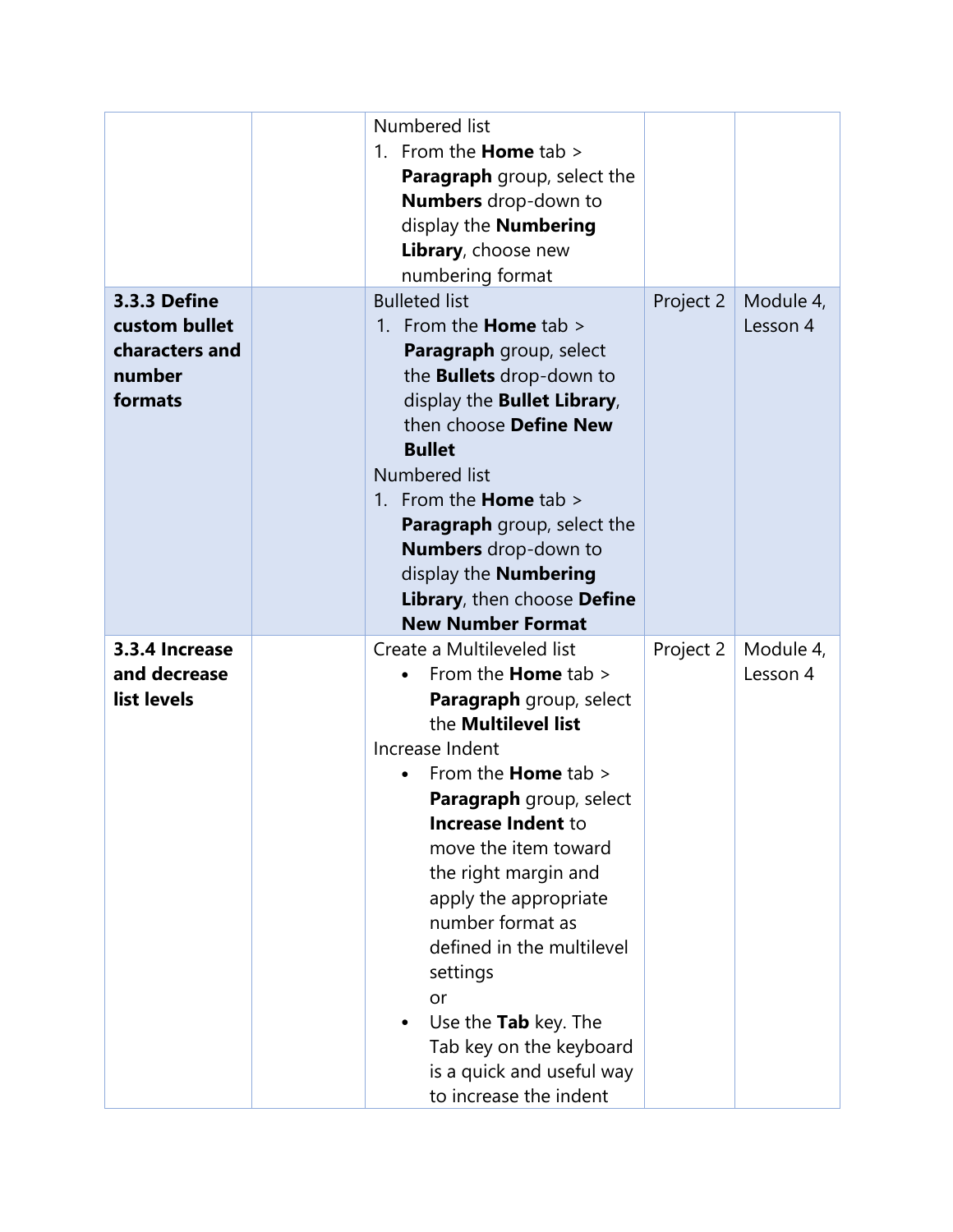| | | | | |
|---|---|---|---|---|
| | | Numbered list<br>1. From the **Home** tab > **Paragraph** group, select the **Numbers** drop-down to display the **Numbering Library**, choose new numbering format | | |
| **3.3.3 Define custom bullet characters and number formats** | | Bulleted list<br>1. From the **Home** tab > **Paragraph** group, select the **Bullets** drop-down to display the **Bullet Library**, then choose **Define New Bullet**<br>Numbered list<br>1. From the **Home** tab > **Paragraph** group, select the **Numbers** drop-down to display the **Numbering Library**, then choose **Define New Number Format** | Project 2 | Module 4, Lesson 4 |
| **3.3.4 Increase and decrease list levels** | | Create a Multileveled list<br>• From the **Home** tab > **Paragraph** group, select the **Multilevel list**<br>Increase Indent<br>• From the **Home** tab > **Paragraph** group, select **Increase Indent** to move the item toward the right margin and apply the appropriate number format as defined in the multilevel settings<br>or<br>• Use the **Tab** key. The Tab key on the keyboard is a quick and useful way to increase the indent | Project 2 | Module 4, Lesson 4 |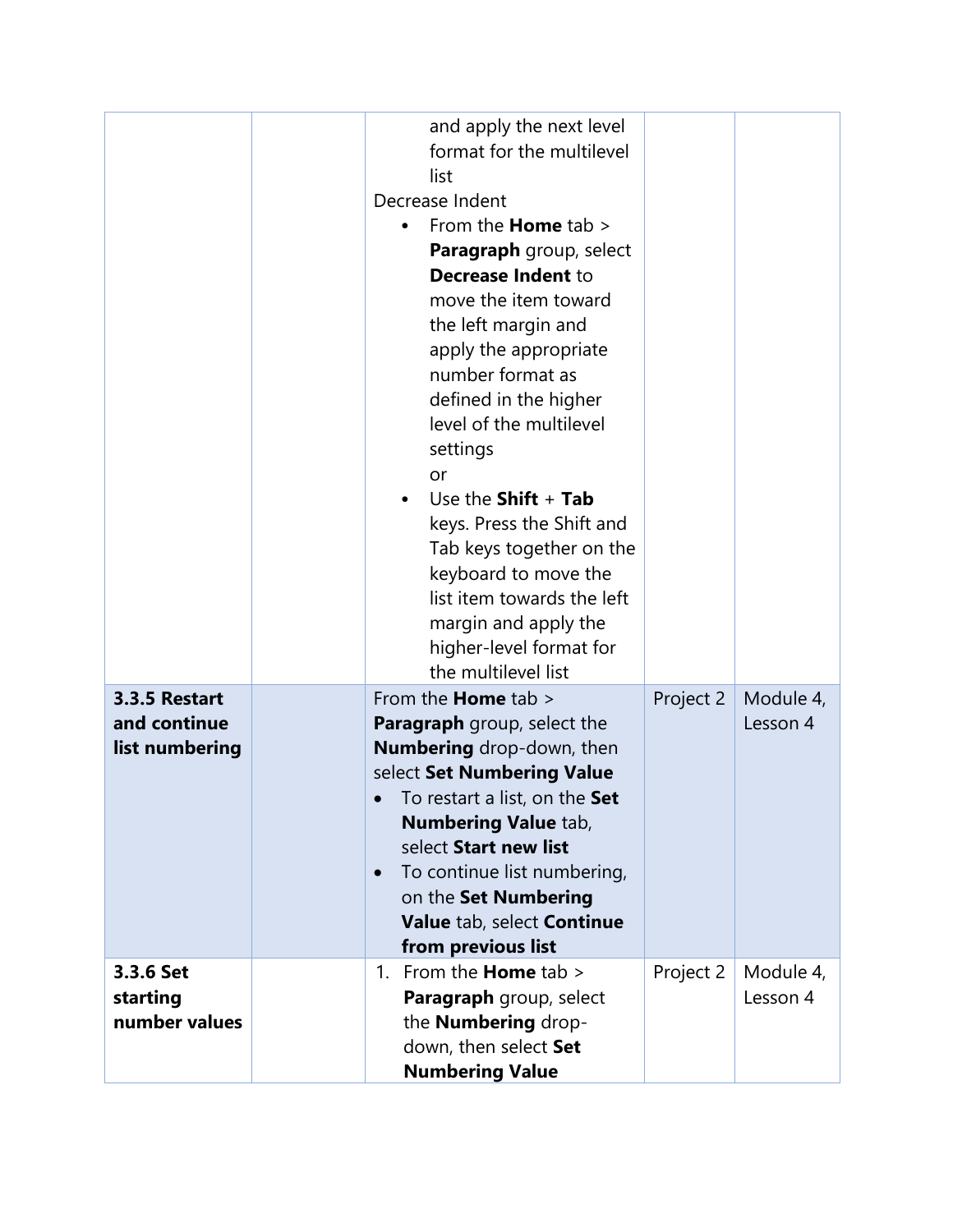| | | | | |
|---|---|---|---|---|
| | | and apply the next level format for the multilevel list<br>Decrease Indent<br>• From the **Home** tab > **Paragraph** group, select **Decrease Indent** to move the item toward the left margin and apply the appropriate number format as defined in the higher level of the multilevel settings<br>or<br>• Use the **Shift** + **Tab** keys. Press the Shift and Tab keys together on the keyboard to move the list item towards the left margin and apply the higher-level format for the multilevel list | | |
| **3.3.5 Restart and continue list numbering** | | From the **Home** tab > **Paragraph** group, select the **Numbering** drop-down, then select **Set Numbering Value**<br>• To restart a list, on the **Set Numbering Value** tab, select **Start new list**<br>• To continue list numbering, on the **Set Numbering Value** tab, select **Continue from previous list** | Project 2 | Module 4, Lesson 4 |
| **3.3.6 Set starting number values** | | 1. From the **Home** tab > **Paragraph** group, select the **Numbering** drop-down, then select **Set Numbering Value** | Project 2 | Module 4, Lesson 4 |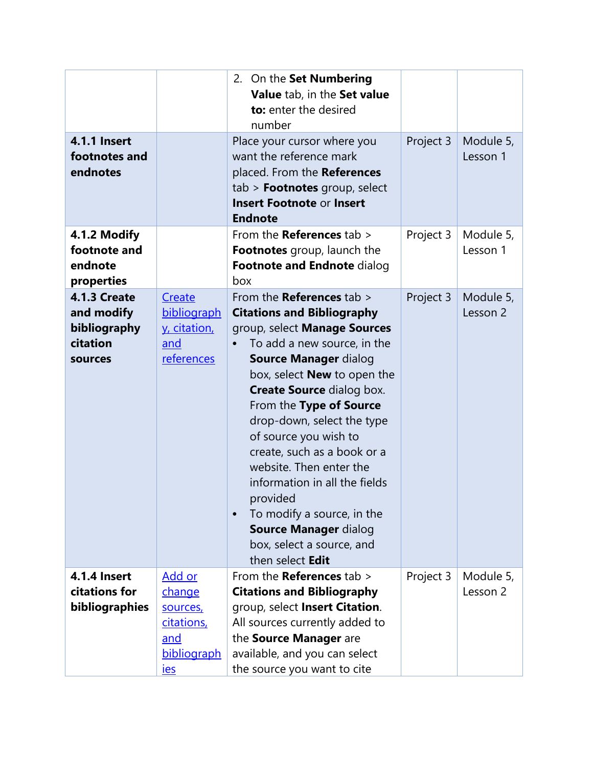| | | | | |
|---|---|---|---|---|
| | | 2. On the **Set Numbering Value** tab, in the **Set value to:** enter the desired number | | |
| **4.1.1 Insert footnotes and endnotes** | | Place your cursor where you want the reference mark placed. From the **References** tab > **Footnotes** group, select **Insert Footnote** or **Insert Endnote** | Project 3 | Module 5, Lesson 1 |
| **4.1.2 Modify footnote and endnote properties** | | From the **References** tab > **Footnotes** group, launch the **Footnote and Endnote** dialog box | Project 3 | Module 5, Lesson 1 |
| **4.1.3 Create and modify bibliography citation sources** | Create bibliography, citation, and references | From the **References** tab > **Citations and Bibliography** group, select **Manage Sources**<br>• To add a new source, in the **Source Manager** dialog box, select **New** to open the **Create Source** dialog box. From the **Type of Source** drop-down, select the type of source you wish to create, such as a book or a website. Then enter the information in all the fields provided<br>• To modify a source, in the **Source Manager** dialog box, select a source, and then select **Edit** | Project 3 | Module 5, Lesson 2 |
| **4.1.4 Insert citations for bibliographies** | Add or change sources, citations, and bibliographies | From the **References** tab > **Citations and Bibliography** group, select **Insert Citation**. All sources currently added to the **Source Manager** are available, and you can select the source you want to cite | Project 3 | Module 5, Lesson 2 |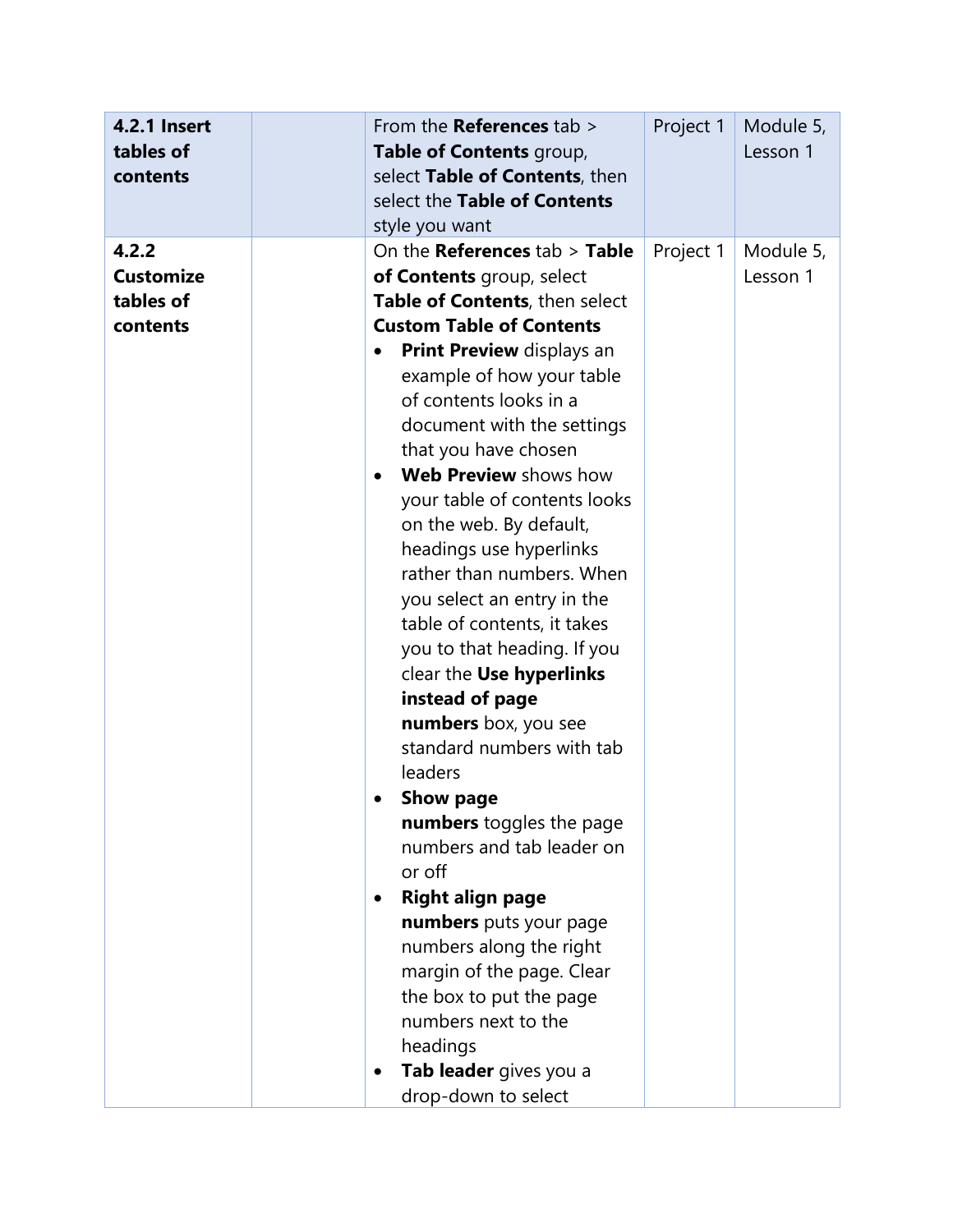| | | | | |
|---|---|---|---|---|
| **4.2.1 Insert tables of contents** | | From the **References** tab > **Table of Contents** group, select **Table of Contents**, then select the **Table of Contents** style you want | Project 1 | Module 5, Lesson 1 |
| **4.2.2 Customize tables of contents** | | On the **References** tab > **Table of Contents** group, select **Table of Contents**, then select **Custom Table of Contents**<br>• **Print Preview** displays an example of how your table of contents looks in a document with the settings that you have chosen<br>• **Web Preview** shows how your table of contents looks on the web. By default, headings use hyperlinks rather than numbers. When you select an entry in the table of contents, it takes you to that heading. If you clear the **Use hyperlinks instead of page numbers** box, you see standard numbers with tab leaders<br>• **Show page numbers** toggles the page numbers and tab leader on or off<br>• **Right align page numbers** puts your page numbers along the right margin of the page. Clear the box to put the page numbers next to the headings<br>• **Tab leader** gives you a drop-down to select | Project 1 | Module 5, Lesson 1 |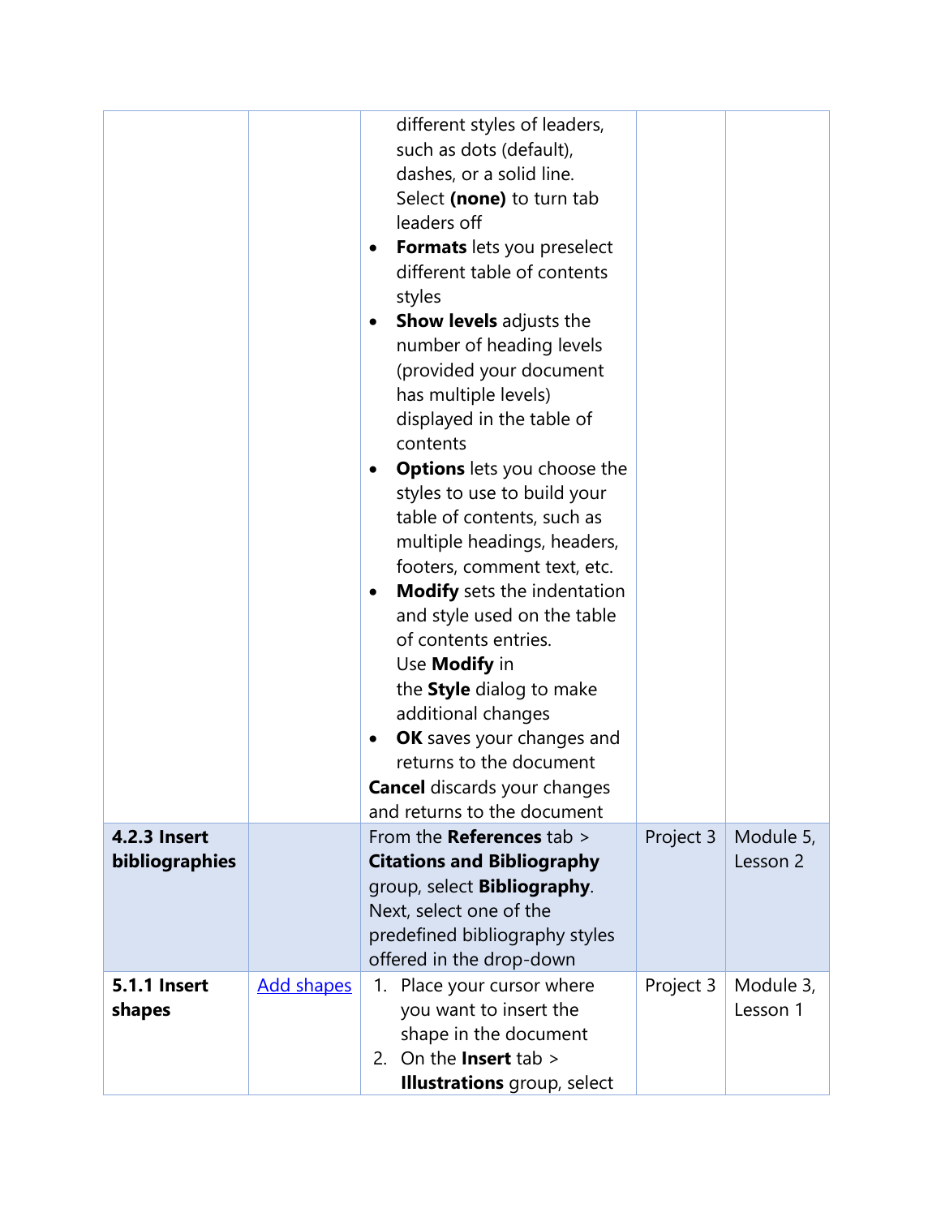| | | | | |
|---|---|---|---|---|
| | | different styles of leaders, such as dots (default), dashes, or a solid line. Select **(none)** to turn tab leaders off<br>• **Formats** lets you preselect different table of contents styles<br>• **Show levels** adjusts the number of heading levels (provided your document has multiple levels) displayed in the table of contents<br>• **Options** lets you choose the styles to use to build your table of contents, such as multiple headings, headers, footers, comment text, etc.<br>• **Modify** sets the indentation and style used on the table of contents entries. Use **Modify** in the **Style** dialog to make additional changes<br>• **OK** saves your changes and returns to the document<br>**Cancel** discards your changes and returns to the document | | |
| **4.2.3 Insert bibliographies** | | From the **References** tab > **Citations and Bibliography** group, select **Bibliography**. Next, select one of the predefined bibliography styles offered in the drop-down | Project 3 | Module 5, Lesson 2 |
| **5.1.1 Insert shapes** | [Add shapes]() | 1. Place your cursor where you want to insert the shape in the document<br>2. On the **Insert** tab > **Illustrations** group, select | Project 3 | Module 3, Lesson 1 |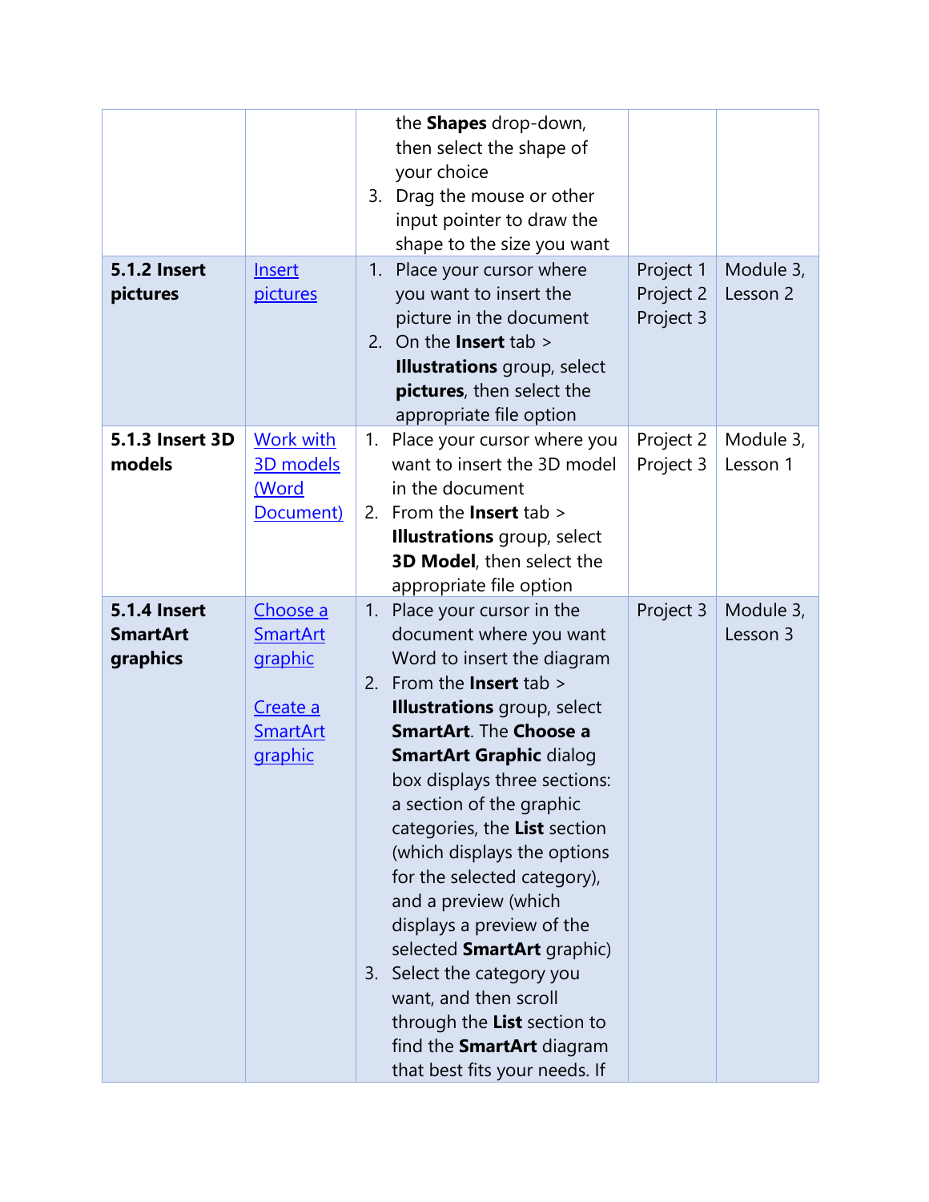| | | | | |
|---|---|---|---|---|
| | | the **Shapes** drop-down, then select the shape of your choice<br>3. Drag the mouse or other input pointer to draw the shape to the size you want | | |
| **5.1.2 Insert pictures** | Insert pictures | 1. Place your cursor where you want to insert the picture in the document<br>2. On the **Insert** tab > **Illustrations** group, select **pictures**, then select the appropriate file option | Project 1<br>Project 2<br>Project 3 | Module 3, Lesson 2 |
| **5.1.3 Insert 3D models** | Work with 3D models (Word Document) | 1. Place your cursor where you want to insert the 3D model in the document<br>2. From the **Insert** tab > **Illustrations** group, select **3D Model**, then select the appropriate file option | Project 2<br>Project 3 | Module 3, Lesson 1 |
| **5.1.4 Insert SmartArt graphics** | Choose a SmartArt graphic<br><br>Create a SmartArt graphic | 1. Place your cursor in the document where you want Word to insert the diagram<br>2. From the **Insert** tab > **Illustrations** group, select **SmartArt**. The **Choose a SmartArt Graphic** dialog box displays three sections: a section of the graphic categories, the **List** section (which displays the options for the selected category), and a preview (which displays a preview of the selected **SmartArt** graphic)<br>3. Select the category you want, and then scroll through the **List** section to find the **SmartArt** diagram that best fits your needs. If | Project 3 | Module 3, Lesson 3 |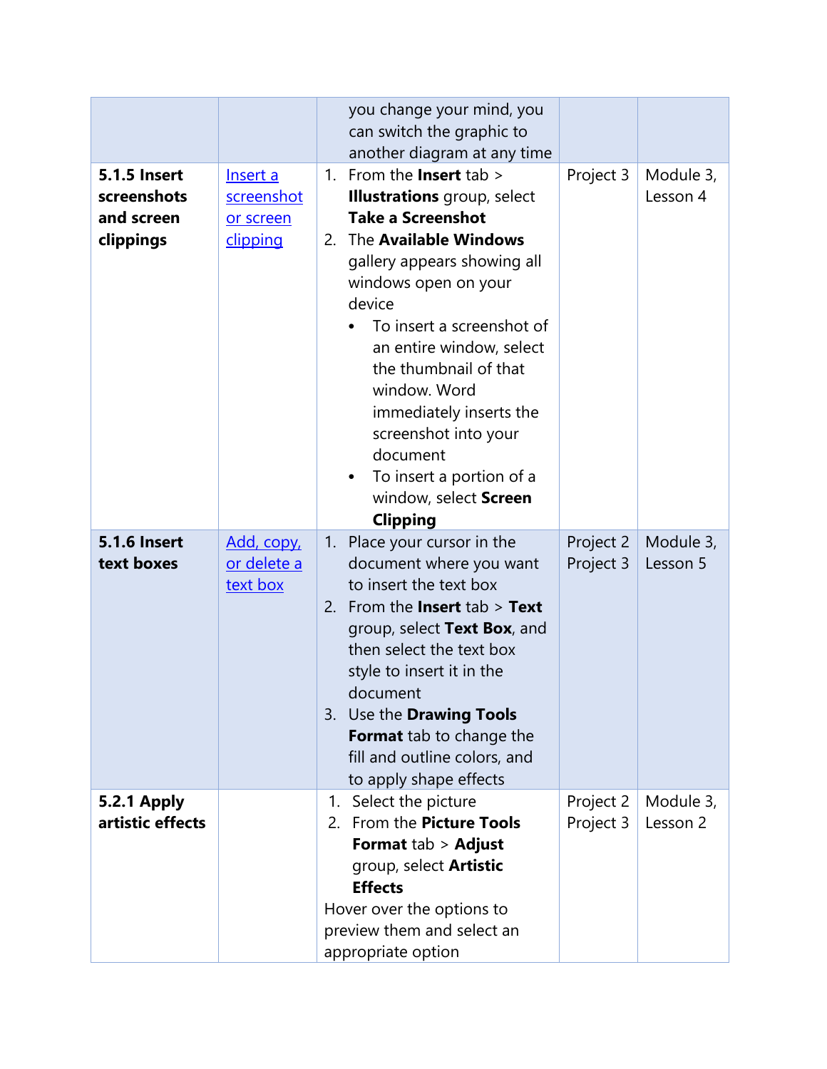| | | | | |
|---|---|---|---|---|
| | | you change your mind, you can switch the graphic to another diagram at any time | | |
| **5.1.5 Insert screenshots and screen clippings** | Insert a screenshot or screen clipping | 1. From the **Insert** tab > **Illustrations** group, select **Take a Screenshot**<br>2. The **Available Windows** gallery appears showing all windows open on your device<br>• To insert a screenshot of an entire window, select the thumbnail of that window. Word immediately inserts the screenshot into your document<br>• To insert a portion of a window, select **Screen Clipping** | Project 3 | Module 3, Lesson 4 |
| **5.1.6 Insert text boxes** | Add, copy, or delete a text box | 1. Place your cursor in the document where you want to insert the text box<br>2. From the **Insert** tab > **Text** group, select **Text Box**, and then select the text box style to insert it in the document<br>3. Use the **Drawing Tools Format** tab to change the fill and outline colors, and to apply shape effects | Project 2<br>Project 3 | Module 3, Lesson 5 |
| **5.2.1 Apply artistic effects** | | 1. Select the picture<br>2. From the **Picture Tools Format** tab > **Adjust** group, select **Artistic Effects**<br>Hover over the options to preview them and select an appropriate option | Project 2<br>Project 3 | Module 3, Lesson 2 |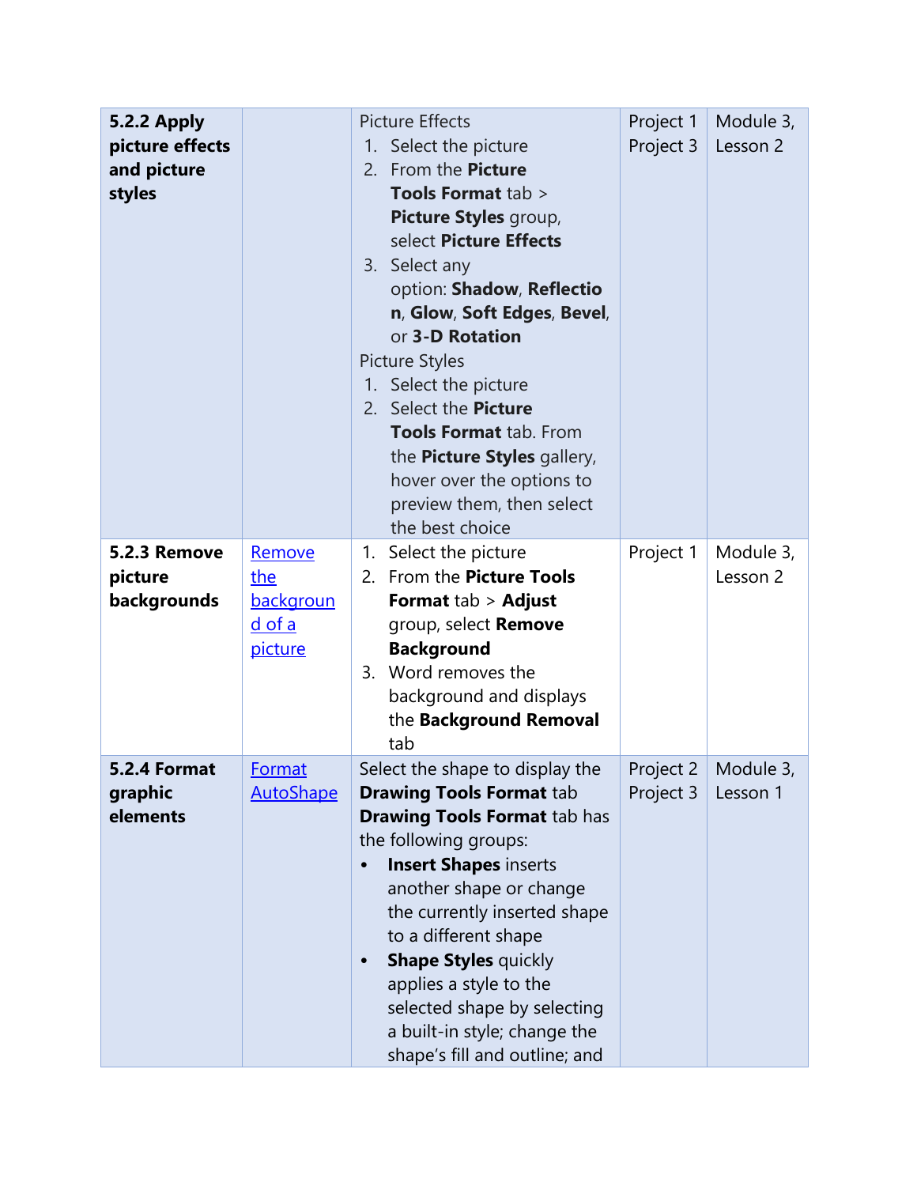| **5.2.2 Apply picture effects and picture styles** | | Picture Effects<br>1. Select the picture<br>2. From the **Picture Tools Format** tab > **Picture Styles** group, select **Picture Effects**<br>3. Select any option: **Shadow**, **Reflection**, **Glow**, **Soft Edges**, **Bevel**, or **3-D Rotation**<br>Picture Styles<br>1. Select the picture<br>2. Select the **Picture Tools Format** tab. From the **Picture Styles** gallery, hover over the options to preview them, then select the best choice | Project 1<br>Project 3 | Module 3, Lesson 2 |
|---|---|---|---|---|
| **5.2.3 Remove picture backgrounds** | Remove the background of a picture | 1. Select the picture<br>2. From the **Picture Tools Format** tab > **Adjust** group, select **Remove Background**<br>3. Word removes the background and displays the **Background Removal** tab | Project 1 | Module 3, Lesson 2 |
| **5.2.4 Format graphic elements** | Format AutoShape | Select the shape to display the **Drawing Tools Format** tab<br>**Drawing Tools Format** tab has the following groups:<br>• **Insert Shapes** inserts another shape or change the currently inserted shape to a different shape<br>• **Shape Styles** quickly applies a style to the selected shape by selecting a built-in style; change the shape's fill and outline; and | Project 2<br>Project 3 | Module 3, Lesson 1 |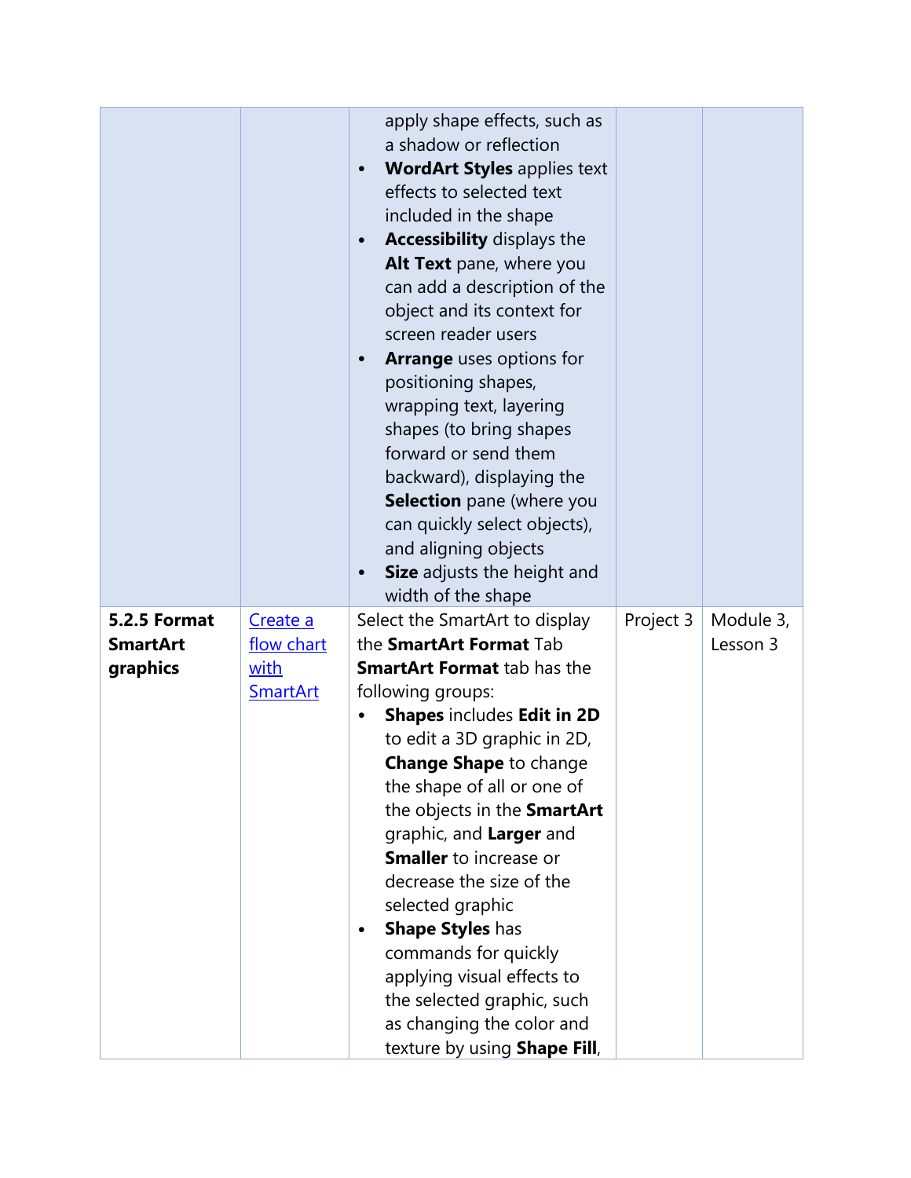| | | | | |
|---|---|---|---|---|
| | | apply shape effects, such as a shadow or reflection<br>• **WordArt Styles** applies text effects to selected text included in the shape<br>• **Accessibility** displays the **Alt Text** pane, where you can add a description of the object and its context for screen reader users<br>• **Arrange** uses options for positioning shapes, wrapping text, layering shapes (to bring shapes forward or send them backward), displaying the **Selection** pane (where you can quickly select objects), and aligning objects<br>• **Size** adjusts the height and width of the shape | | |
| **5.2.5 Format SmartArt graphics** | [Create a flow chart with SmartArt]() | Select the SmartArt to display the **SmartArt Format** Tab<br>**SmartArt Format** tab has the following groups:<br>• **Shapes** includes **Edit in 2D** to edit a 3D graphic in 2D, **Change Shape** to change the shape of all or one of the objects in the **SmartArt** graphic, and **Larger** and **Smaller** to increase or decrease the size of the selected graphic<br>• **Shape Styles** has commands for quickly applying visual effects to the selected graphic, such as changing the color and texture by using **Shape Fill**, | Project 3 | Module 3, Lesson 3 |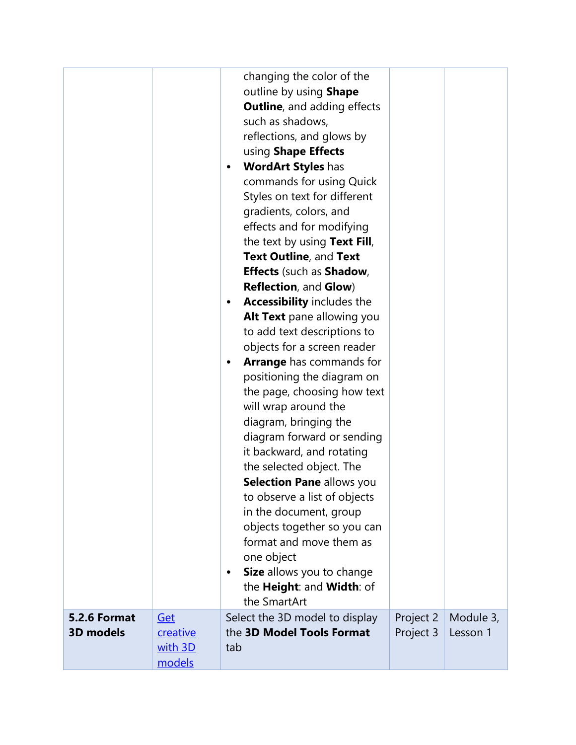| | | | | |
|---|---|---|---|---|
| | | changing the color of the outline by using **Shape Outline**, and adding effects such as shadows, reflections, and glows by using **Shape Effects**<br>• **WordArt Styles** has commands for using Quick Styles on text for different gradients, colors, and effects and for modifying the text by using **Text Fill**, **Text Outline**, and **Text Effects** (such as **Shadow**, **Reflection**, and **Glow**)<br>• **Accessibility** includes the **Alt Text** pane allowing you to add text descriptions to objects for a screen reader<br>• **Arrange** has commands for positioning the diagram on the page, choosing how text will wrap around the diagram, bringing the diagram forward or sending it backward, and rotating the selected object. The **Selection Pane** allows you to observe a list of objects in the document, group objects together so you can format and move them as one object<br>• **Size** allows you to change the **Height**: and **Width**: of the SmartArt | | |
| **5.2.6 Format 3D models** | Get creative with 3D models | Select the 3D model to display the **3D Model Tools Format** tab | Project 2<br>Project 3 | Module 3, Lesson 1 |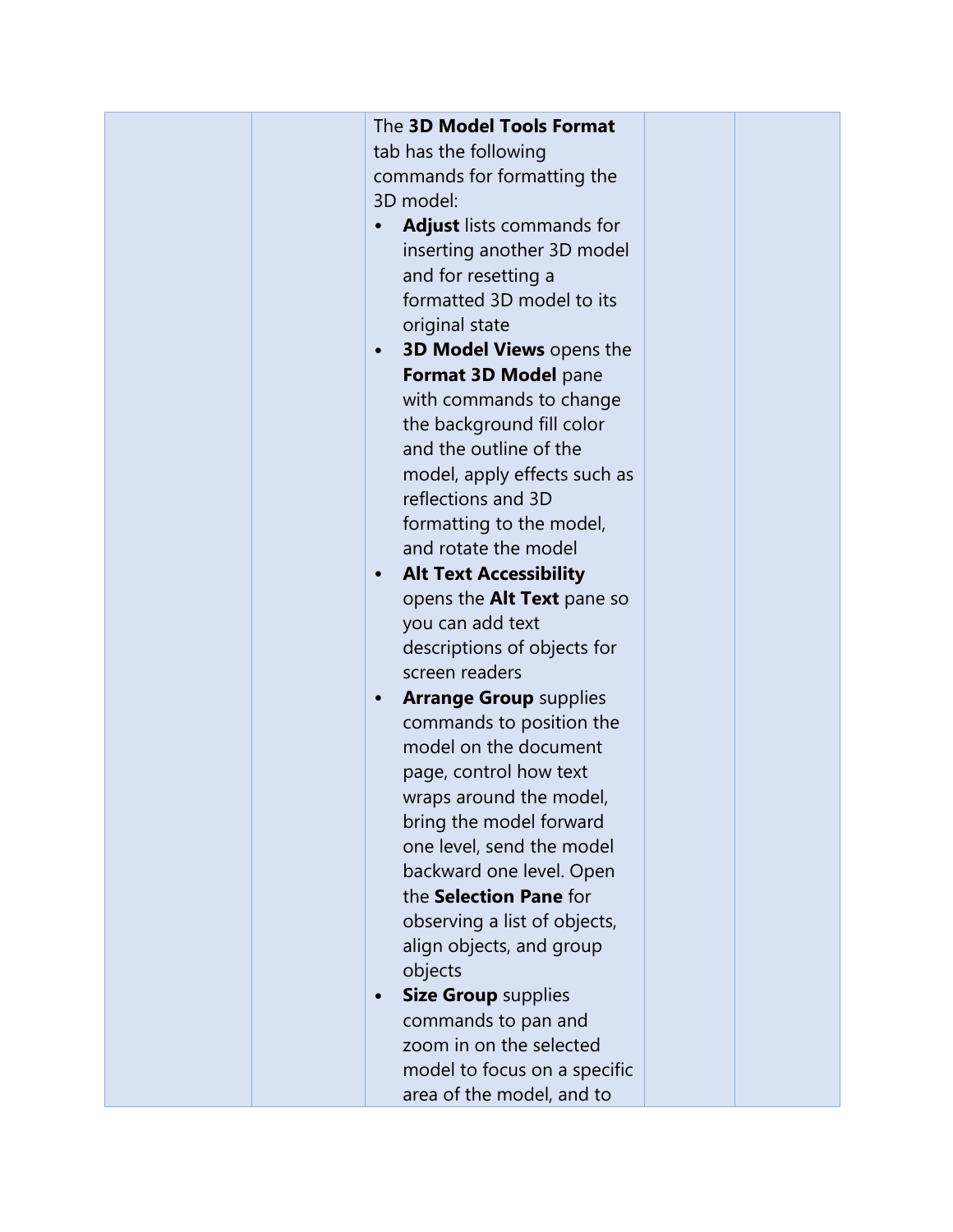|  |  | The **3D Model Tools Format** tab has the following commands for formatting the 3D model:<br>• **Adjust** lists commands for inserting another 3D model and for resetting a formatted 3D model to its original state<br>• **3D Model Views** opens the **Format 3D Model** pane with commands to change the background fill color and the outline of the model, apply effects such as reflections and 3D formatting to the model, and rotate the model<br>• **Alt Text Accessibility** opens the **Alt Text** pane so you can add text descriptions of objects for screen readers<br>• **Arrange Group** supplies commands to position the model on the document page, control how text wraps around the model, bring the model forward one level, send the model backward one level. Open the **Selection Pane** for observing a list of objects, align objects, and group objects<br>• **Size Group** supplies commands to pan and zoom in on the selected model to focus on a specific area of the model, and to |  |  |
|---|---|---|---|---|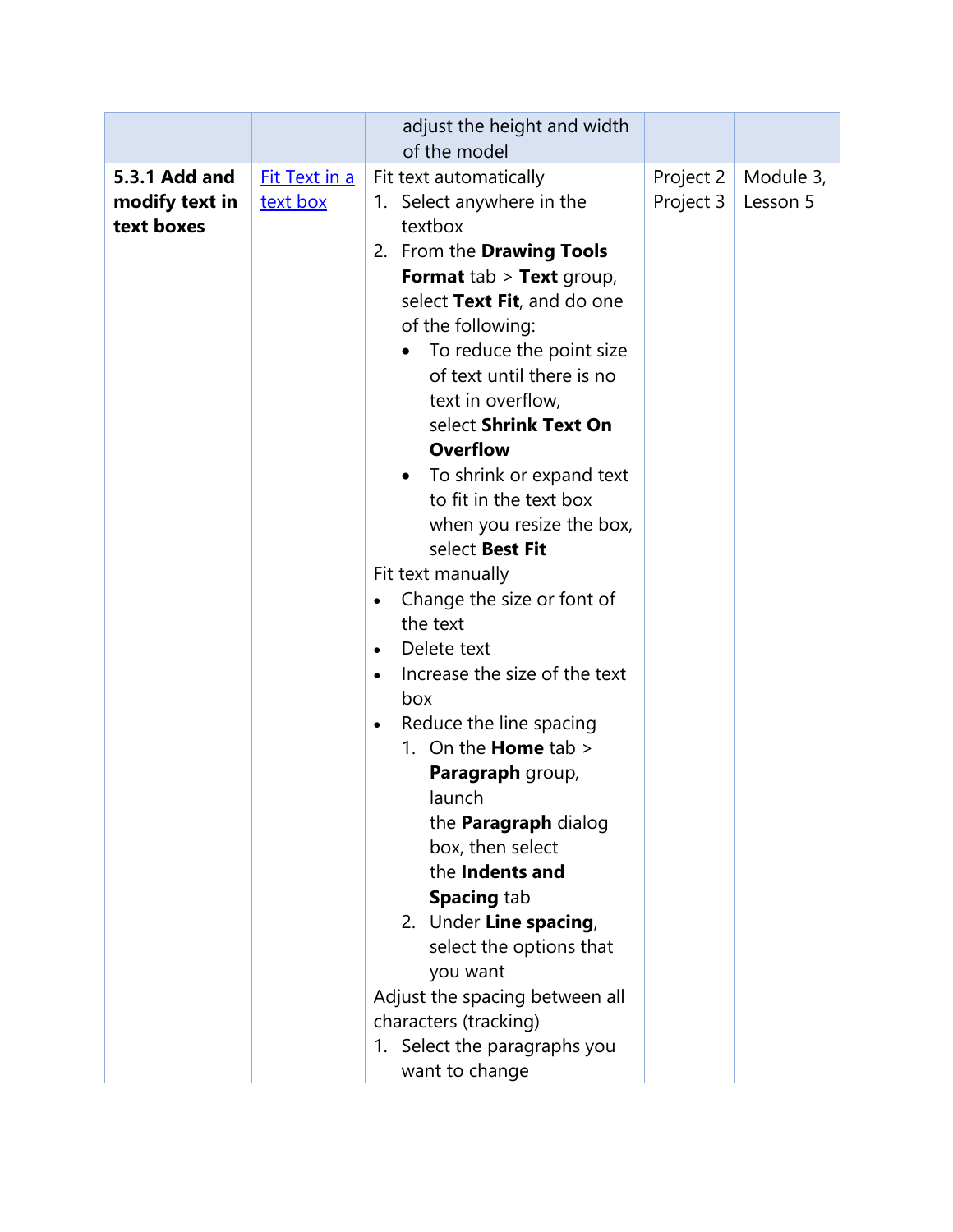| | | adjust the height and width of the model | | |
|---|---|---|---|---|
| **5.3.1 Add and modify text in text boxes** | Fit Text in a text box | Fit text automatically<br>1. Select anywhere in the textbox<br>2. From the **Drawing Tools Format** tab > **Text** group, select **Text Fit**, and do one of the following:<br>• To reduce the point size of text until there is no text in overflow, select **Shrink Text On Overflow**<br>• To shrink or expand text to fit in the text box when you resize the box, select **Best Fit**<br>Fit text manually<br>• Change the size or font of the text<br>• Delete text<br>• Increase the size of the text box<br>• Reduce the line spacing<br>1. On the **Home** tab > **Paragraph** group, launch the **Paragraph** dialog box, then select the **Indents and Spacing** tab<br>2. Under **Line spacing**, select the options that you want<br>Adjust the spacing between all characters (tracking)<br>1. Select the paragraphs you want to change | Project 2<br>Project 3 | Module 3, Lesson 5 |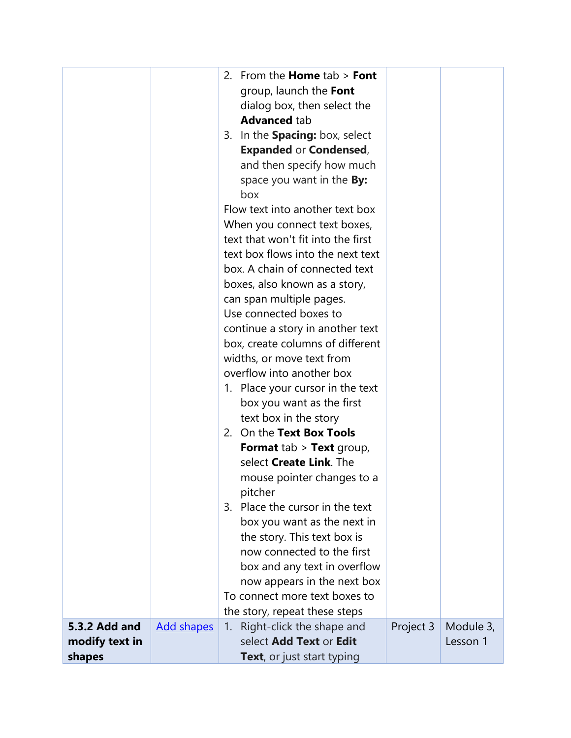| | | | | |
|---|---|---|---|---|
| | | 2. From the **Home** tab > **Font** group, launch the **Font** dialog box, then select the **Advanced** tab<br>3. In the **Spacing:** box, select **Expanded** or **Condensed**, and then specify how much space you want in the **By:** box<br>Flow text into another text box<br>When you connect text boxes, text that won't fit into the first text box flows into the next text box. A chain of connected text boxes, also known as a story, can span multiple pages.<br>Use connected boxes to continue a story in another text box, create columns of different widths, or move text from overflow into another box<br>1. Place your cursor in the text box you want as the first text box in the story<br>2. On the **Text Box Tools Format** tab > **Text** group, select **Create Link**. The mouse pointer changes to a pitcher<br>3. Place the cursor in the text box you want as the next in the story. This text box is now connected to the first box and any text in overflow now appears in the next box<br>To connect more text boxes to the story, repeat these steps | | |
| **5.3.2 Add and modify text in shapes** | Add shapes | 1. Right-click the shape and select **Add Text** or **Edit Text**, or just start typing | Project 3 | Module 3, Lesson 1 |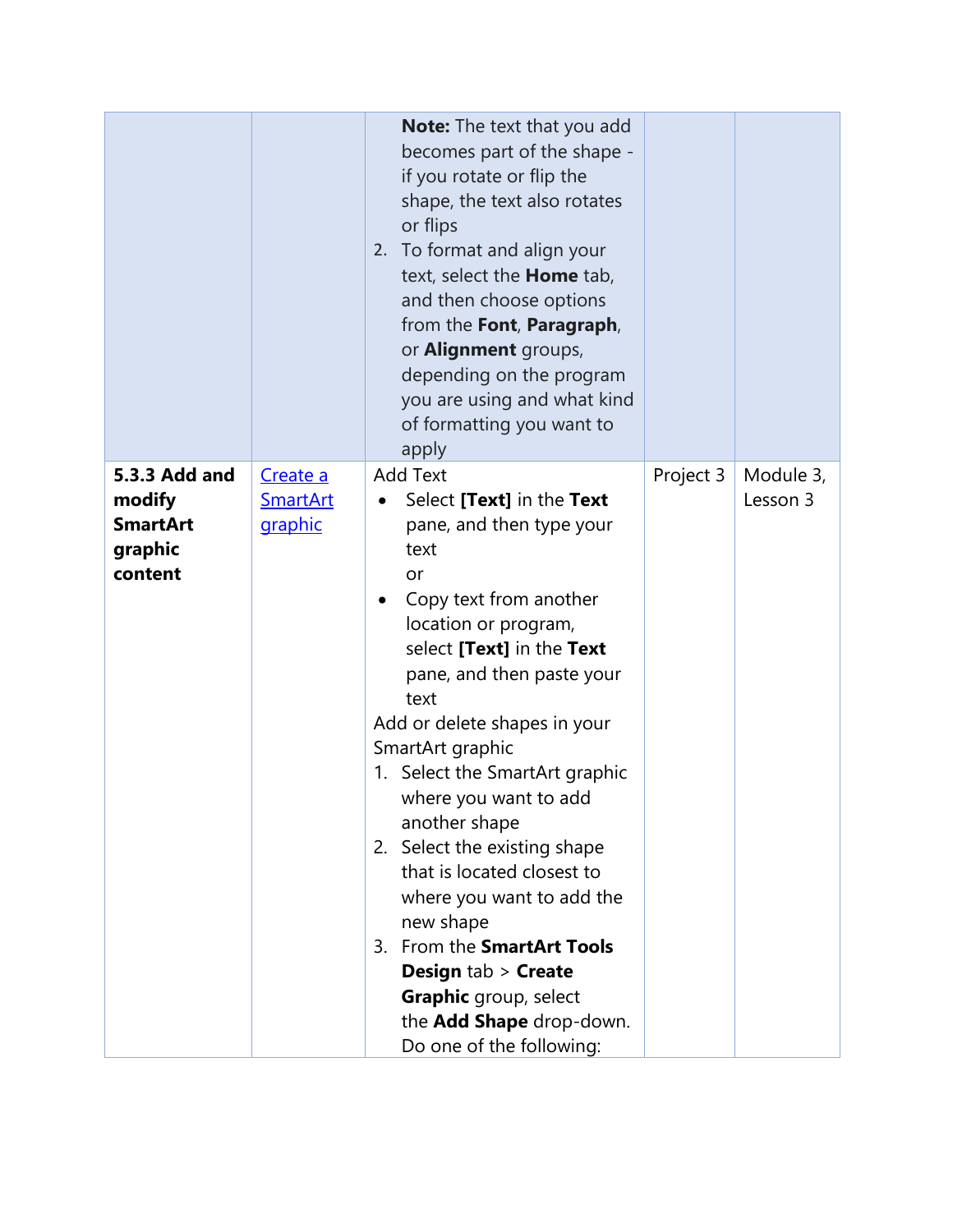| | | | | |
|---|---|---|---|---|
| | | **Note:** The text that you add becomes part of the shape - if you rotate or flip the shape, the text also rotates or flips<br>2. To format and align your text, select the **Home** tab, and then choose options from the **Font**, **Paragraph**, or **Alignment** groups, depending on the program you are using and what kind of formatting you want to apply | | |
| **5.3.3 Add and modify SmartArt graphic content** | Create a SmartArt graphic | Add Text<br>• Select **[Text]** in the **Text** pane, and then type your text<br>or<br>• Copy text from another location or program, select **[Text]** in the **Text** pane, and then paste your text<br>Add or delete shapes in your SmartArt graphic<br>1. Select the SmartArt graphic where you want to add another shape<br>2. Select the existing shape that is located closest to where you want to add the new shape<br>3. From the **SmartArt Tools Design** tab > **Create Graphic** group, select the **Add Shape** drop-down. Do one of the following: | Project 3 | Module 3, Lesson 3 |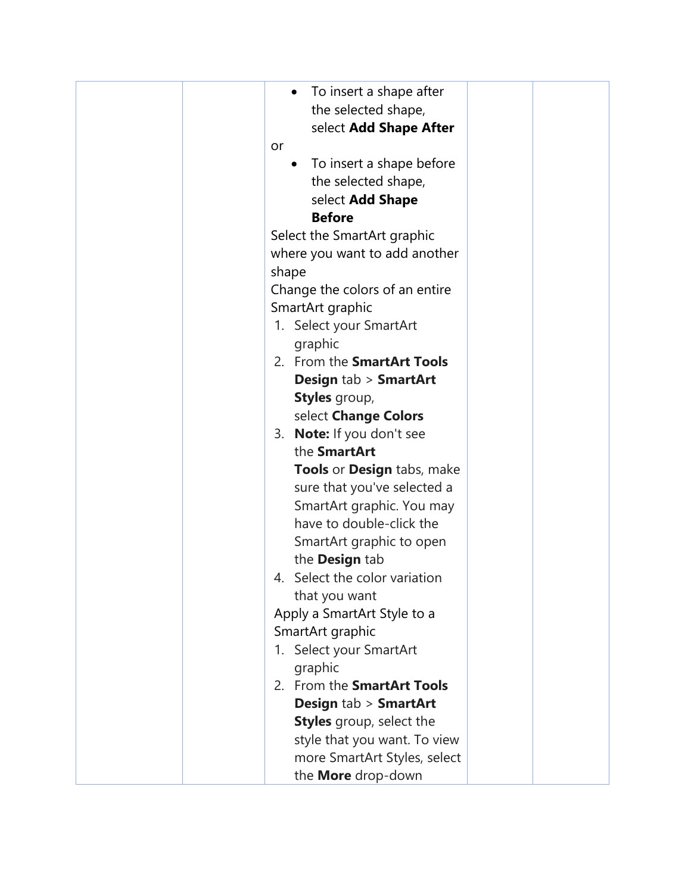|  |  | <ul><li>To insert a shape after the selected shape, select **Add Shape After**</li></ul>or<ul><li>To insert a shape before the selected shape, select **Add Shape Before**</li></ul>Select the SmartArt graphic where you want to add another shape<br>Change the colors of an entire SmartArt graphic<ol><li>Select your SmartArt graphic</li><li>From the **SmartArt Tools Design** tab > **SmartArt Styles** group, select **Change Colors**</li><li>**Note:** If you don't see the **SmartArt Tools** or **Design** tabs, make sure that you've selected a SmartArt graphic. You may have to double-click the SmartArt graphic to open the **Design** tab</li><li>Select the color variation that you want</li></ol>Apply a SmartArt Style to a SmartArt graphic<ol><li>Select your SmartArt graphic</li><li>From the **SmartArt Tools Design** tab > **SmartArt Styles** group, select the style that you want. To view more SmartArt Styles, select the **More** drop-down</li></ol> |  |  |
|---|---|---|---|---|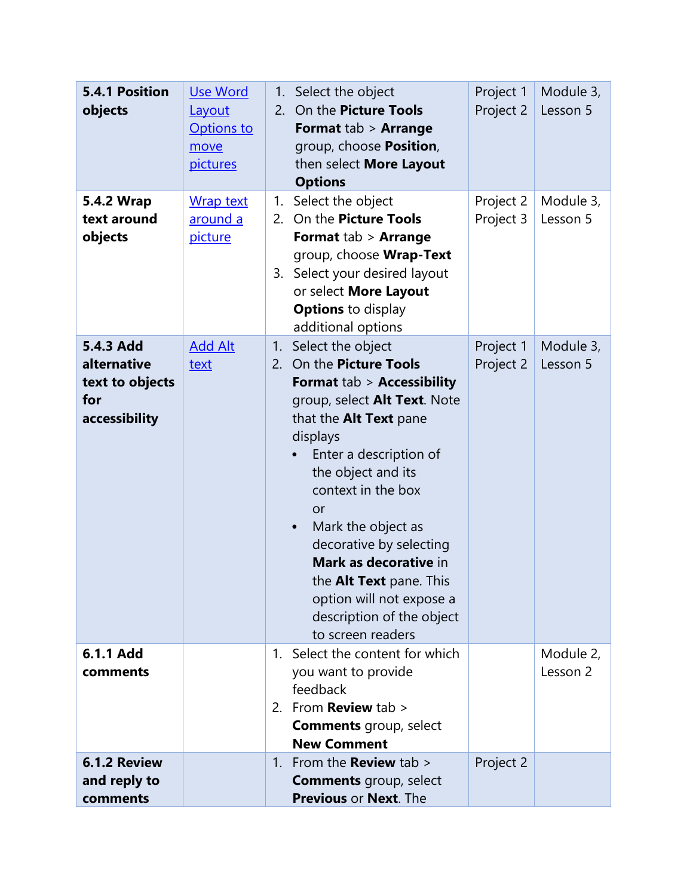| | | | | |
|---|---|---|---|---|
| **5.4.1 Position objects** | Use Word Layout Options to move pictures | 1. Select the object<br>2. On the **Picture Tools Format** tab > **Arrange** group, choose **Position**, then select **More Layout Options** | Project 1<br>Project 2 | Module 3, Lesson 5 |
| **5.4.2 Wrap text around objects** | Wrap text around a picture | 1. Select the object<br>2. On the **Picture Tools Format** tab > **Arrange** group, choose **Wrap-Text**<br>3. Select your desired layout or select **More Layout Options** to display additional options | Project 2<br>Project 3 | Module 3, Lesson 5 |
| **5.4.3 Add alternative text to objects for accessibility** | Add Alt text | 1. Select the object<br>2. On the **Picture Tools Format** tab > **Accessibility** group, select **Alt Text**. Note that the **Alt Text** pane displays<br>• Enter a description of the object and its context in the box<br>or<br>• Mark the object as decorative by selecting **Mark as decorative** in the **Alt Text** pane. This option will not expose a description of the object to screen readers | Project 1<br>Project 2 | Module 3, Lesson 5 |
| **6.1.1 Add comments** | | 1. Select the content for which you want to provide feedback<br>2. From **Review** tab > **Comments** group, select **New Comment** | | Module 2, Lesson 2 |
| **6.1.2 Review and reply to comments** | | 1. From the **Review** tab > **Comments** group, select **Previous** or **Next**. The | Project 2 | |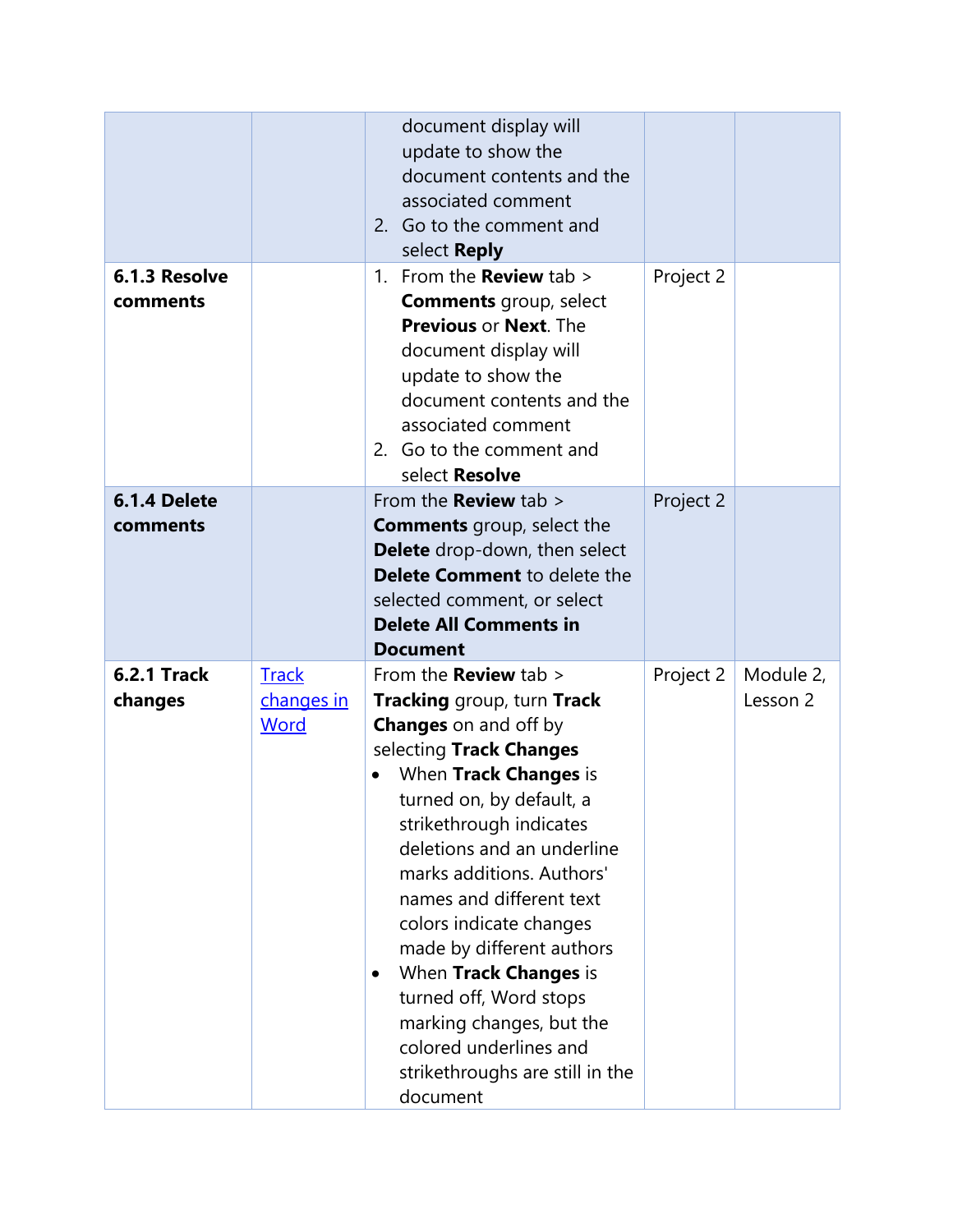| | | | | |
|---|---|---|---|---|
| | | document display will update to show the document contents and the associated comment<br>2. Go to the comment and select **Reply** | | |
| **6.1.3 Resolve comments** | | 1. From the **Review** tab > **Comments** group, select **Previous** or **Next**. The document display will update to show the document contents and the associated comment<br>2. Go to the comment and select **Resolve** | Project 2 | |
| **6.1.4 Delete comments** | | From the **Review** tab > **Comments** group, select the **Delete** drop-down, then select **Delete Comment** to delete the selected comment, or select **Delete All Comments in Document** | Project 2 | |
| **6.2.1 Track changes** | [Track changes in Word]() | From the **Review** tab > **Tracking** group, turn **Track Changes** on and off by selecting **Track Changes**<br>• When **Track Changes** is turned on, by default, a strikethrough indicates deletions and an underline marks additions. Authors' names and different text colors indicate changes made by different authors<br>• When **Track Changes** is turned off, Word stops marking changes, but the colored underlines and strikethroughs are still in the document | Project 2 | Module 2, Lesson 2 |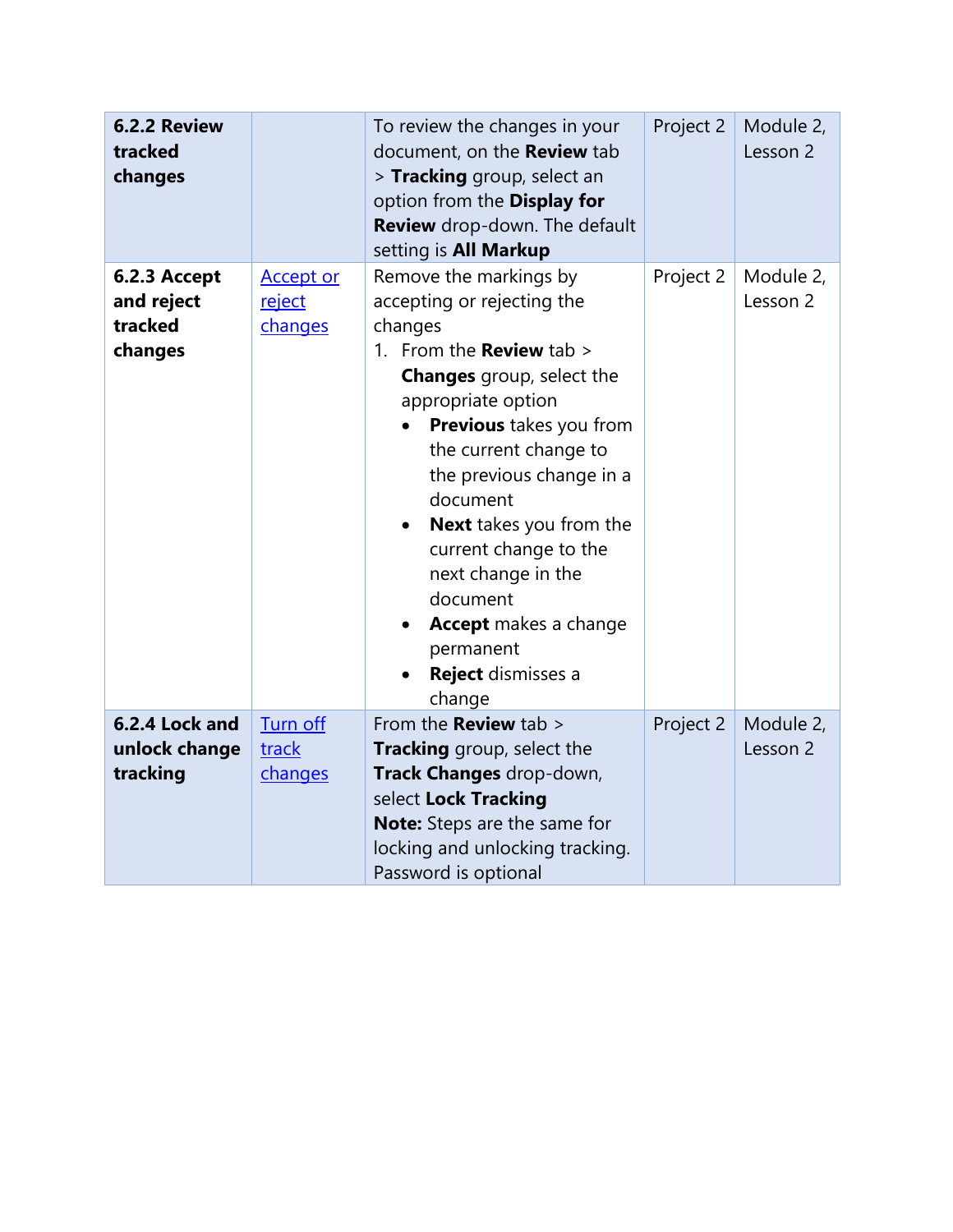| | | | | |
|---|---|---|---|---|
| **6.2.2 Review tracked changes** | | To review the changes in your document, on the **Review** tab > **Tracking** group, select an option from the **Display for Review** drop-down. The default setting is **All Markup** | Project 2 | Module 2, Lesson 2 |
| **6.2.3 Accept and reject tracked changes** | [Accept or reject changes]() | Remove the markings by accepting or rejecting the changes<br>1. From the **Review** tab > **Changes** group, select the appropriate option<br>• **Previous** takes you from the current change to the previous change in a document<br>• **Next** takes you from the current change to the next change in the document<br>• **Accept** makes a change permanent<br>• **Reject** dismisses a change | Project 2 | Module 2, Lesson 2 |
| **6.2.4 Lock and unlock change tracking** | [Turn off track changes]() | From the **Review** tab > **Tracking** group, select the **Track Changes** drop-down, select **Lock Tracking**<br>**Note:** Steps are the same for locking and unlocking tracking. Password is optional | Project 2 | Module 2, Lesson 2 |